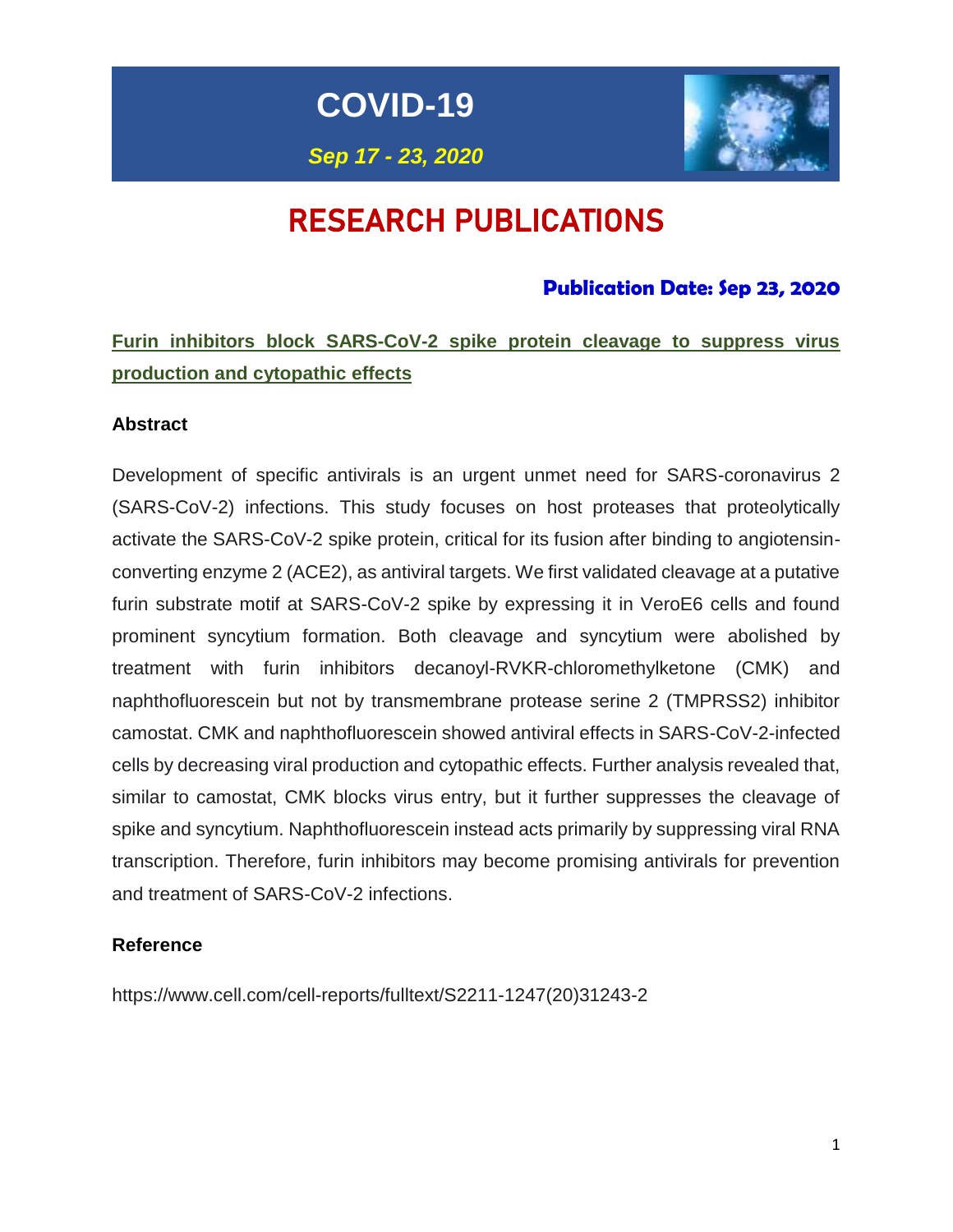# COVID-19

*Sep 17 - 23, 2020*

# RESEARCH PUBLICATIONS

### Publication Date: Sep 23, 2020

## Furin inhibitors block SARS-CoV-2 spike protein cleavage to suppress virus production and cytopathic effects

### Abstract

Development of specific antivirals is an urgent unmet need for SARS-coronavirus 2 (SARS-CoV-2) infections. This study focuses on host proteases that proteolytically activate the SARS-CoV-2 spike protein, critical for its fusion after binding to angiotensin-converting enzyme 2 (ACE2), as antiviral targets. We first validated cleavage at a putative furin substrate motif at SARS-CoV-2 spike by expressing it in VeroE6 cells and found prominent syncytium formation. Both cleavage and syncytium were abolished by treatment with furin inhibitors decanoyl-RVKR-chloromethylketone (CMK) and naphthofluorescein but not by transmembrane protease serine 2 (TMPRSS2) inhibitor camostat. CMK and naphthofluorescein showed antiviral effects in SARS-CoV-2-infected cells by decreasing viral production and cytopathic effects. Further analysis revealed that, similar to camostat, CMK blocks virus entry, but it further suppresses the cleavage of spike and syncytium. Naphthofluorescein instead acts primarily by suppressing viral RNA transcription. Therefore, furin inhibitors may become promising antivirals for prevention and treatment of SARS-CoV-2 infections.

### Reference

https://www.cell.com/cell-reports/fulltext/S2211-1247(20)31243-2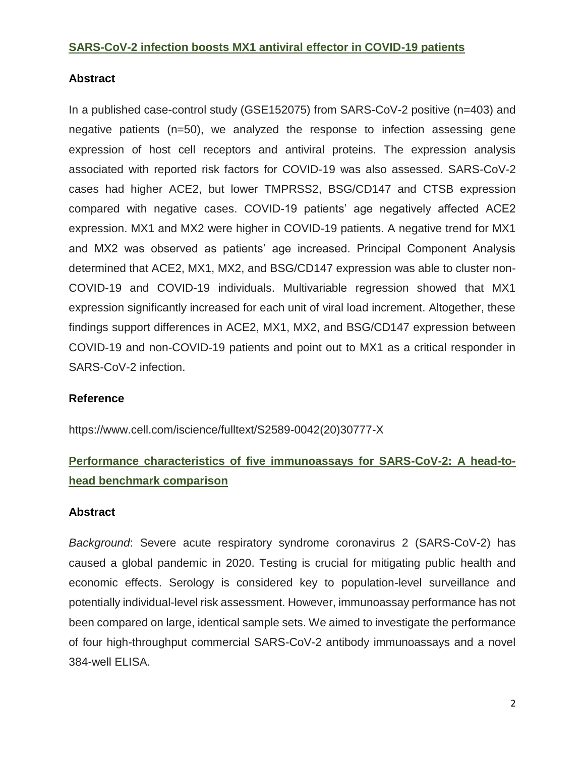## SARS-CoV-2 infection boosts MX1 antiviral effector in COVID-19 patients

### Abstract

In a published case-control study (GSE152075) from SARS-CoV-2 positive (n=403) and negative patients (n=50), we analyzed the response to infection assessing gene expression of host cell receptors and antiviral proteins. The expression analysis associated with reported risk factors for COVID-19 was also assessed. SARS-CoV-2 cases had higher ACE2, but lower TMPRSS2, BSG/CD147 and CTSB expression compared with negative cases. COVID-19 patients' age negatively affected ACE2 expression. MX1 and MX2 were higher in COVID-19 patients. A negative trend for MX1 and MX2 was observed as patients' age increased. Principal Component Analysis determined that ACE2, MX1, MX2, and BSG/CD147 expression was able to cluster non-COVID-19 and COVID-19 individuals. Multivariable regression showed that MX1 expression significantly increased for each unit of viral load increment. Altogether, these findings support differences in ACE2, MX1, MX2, and BSG/CD147 expression between COVID-19 and non-COVID-19 patients and point out to MX1 as a critical responder in SARS-CoV-2 infection.

### Reference

https://www.cell.com/iscience/fulltext/S2589-0042(20)30777-X

## Performance characteristics of five immunoassays for SARS-CoV-2: A head-to-head benchmark comparison

### Abstract

*Background*: Severe acute respiratory syndrome coronavirus 2 (SARS-CoV-2) has caused a global pandemic in 2020. Testing is crucial for mitigating public health and economic effects. Serology is considered key to population-level surveillance and potentially individual-level risk assessment. However, immunoassay performance has not been compared on large, identical sample sets. We aimed to investigate the performance of four high-throughput commercial SARS-CoV-2 antibody immunoassays and a novel 384-well ELISA.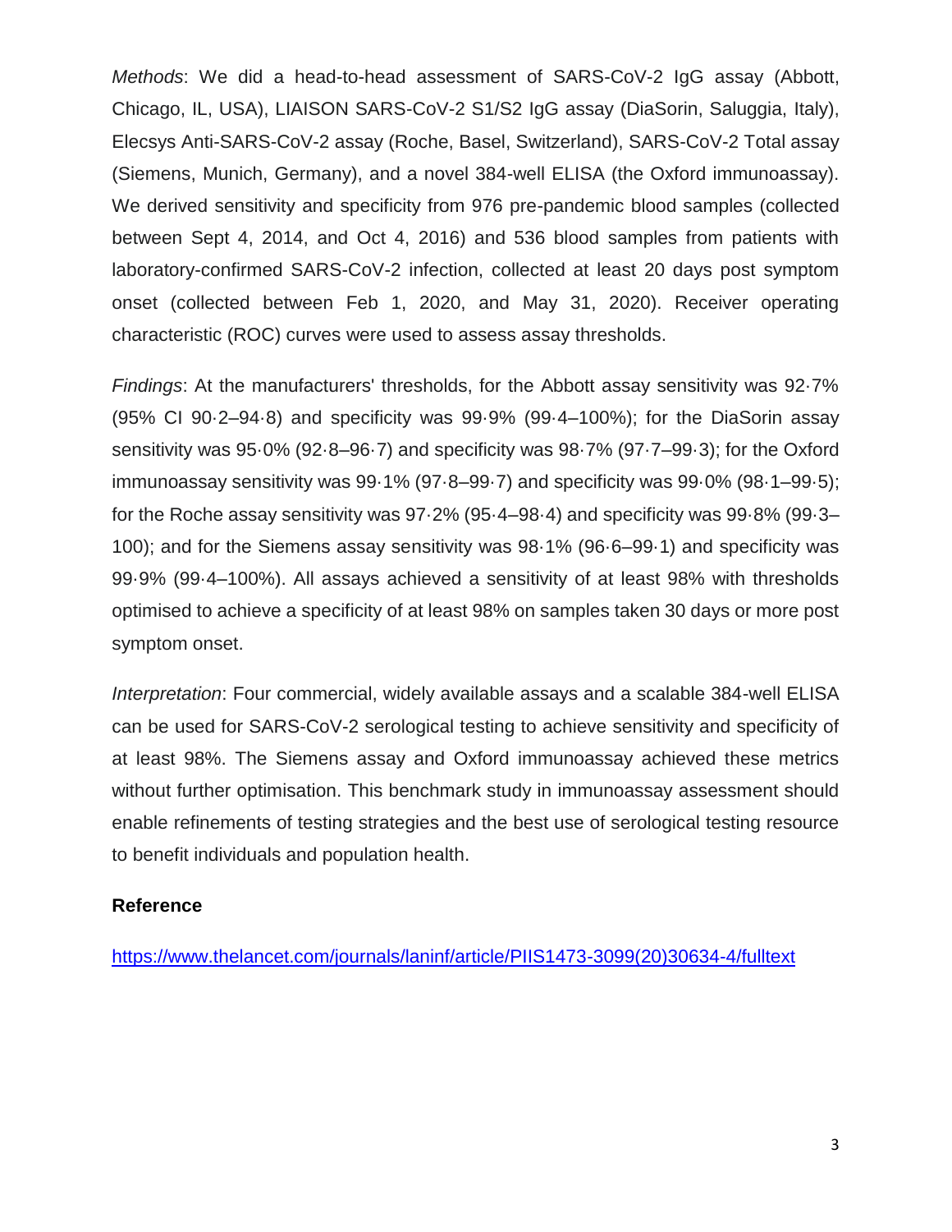*Methods*: We did a head-to-head assessment of SARS-CoV-2 IgG assay (Abbott, Chicago, IL, USA), LIAISON SARS-CoV-2 S1/S2 IgG assay (DiaSorin, Saluggia, Italy), Elecsys Anti-SARS-CoV-2 assay (Roche, Basel, Switzerland), SARS-CoV-2 Total assay (Siemens, Munich, Germany), and a novel 384-well ELISA (the Oxford immunoassay). We derived sensitivity and specificity from 976 pre-pandemic blood samples (collected between Sept 4, 2014, and Oct 4, 2016) and 536 blood samples from patients with laboratory-confirmed SARS-CoV-2 infection, collected at least 20 days post symptom onset (collected between Feb 1, 2020, and May 31, 2020). Receiver operating characteristic (ROC) curves were used to assess assay thresholds.

*Findings*: At the manufacturers' thresholds, for the Abbott assay sensitivity was 92·7% (95% CI 90·2–94·8) and specificity was 99·9% (99·4–100%); for the DiaSorin assay sensitivity was 95·0% (92·8–96·7) and specificity was 98·7% (97·7–99·3); for the Oxford immunoassay sensitivity was 99·1% (97·8–99·7) and specificity was 99·0% (98·1–99·5); for the Roche assay sensitivity was 97·2% (95·4–98·4) and specificity was 99·8% (99·3–100); and for the Siemens assay sensitivity was 98·1% (96·6–99·1) and specificity was 99·9% (99·4–100%). All assays achieved a sensitivity of at least 98% with thresholds optimised to achieve a specificity of at least 98% on samples taken 30 days or more post symptom onset.

*Interpretation*: Four commercial, widely available assays and a scalable 384-well ELISA can be used for SARS-CoV-2 serological testing to achieve sensitivity and specificity of at least 98%. The Siemens assay and Oxford immunoassay achieved these metrics without further optimisation. This benchmark study in immunoassay assessment should enable refinements of testing strategies and the best use of serological testing resource to benefit individuals and population health.

**Reference**

https://www.thelancet.com/journals/laninf/article/PIIS1473-3099(20)30634-4/fulltext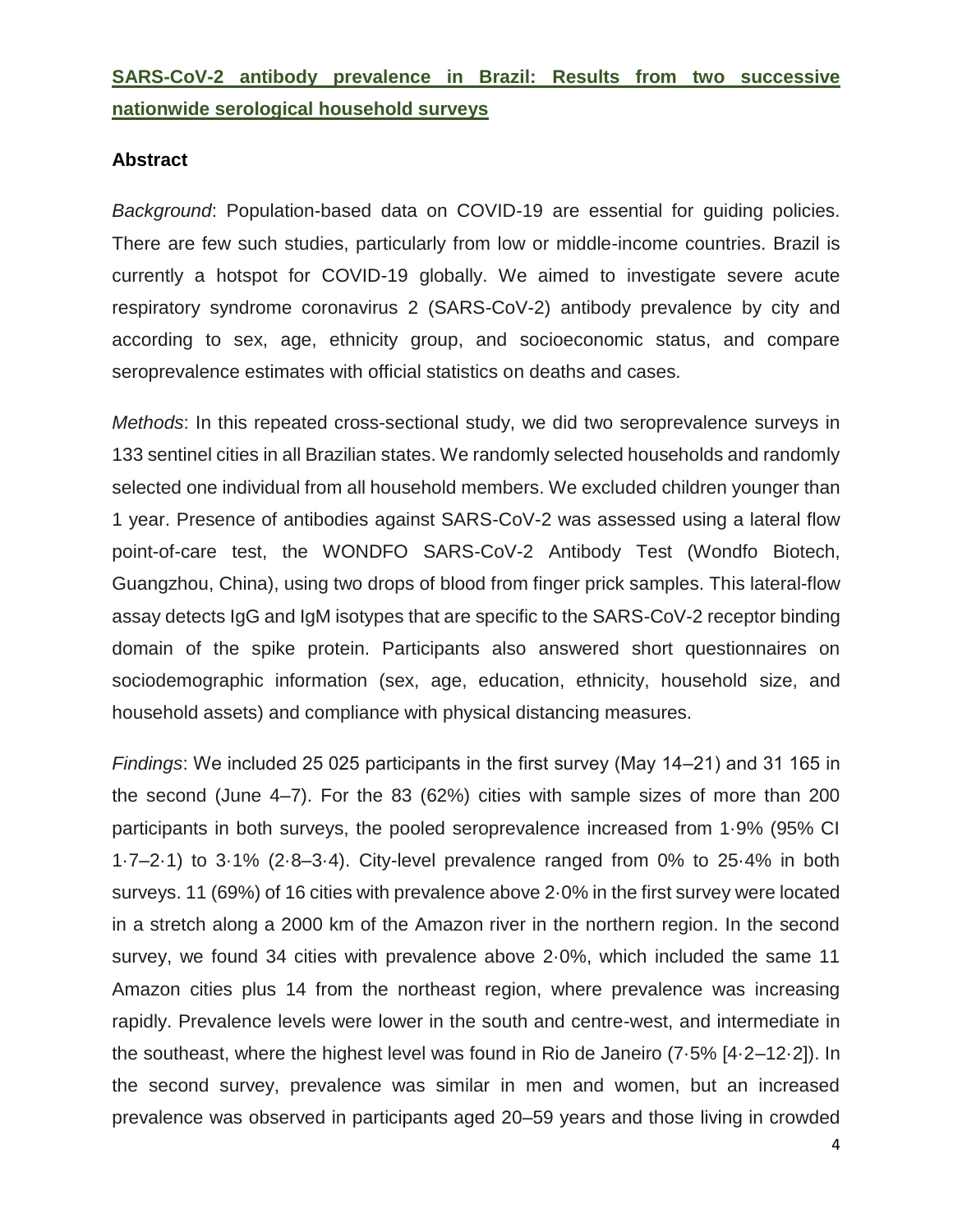## SARS-CoV-2 antibody prevalence in Brazil: Results from two successive nationwide serological household surveys

### Abstract

*Background*: Population-based data on COVID-19 are essential for guiding policies. There are few such studies, particularly from low or middle-income countries. Brazil is currently a hotspot for COVID-19 globally. We aimed to investigate severe acute respiratory syndrome coronavirus 2 (SARS-CoV-2) antibody prevalence by city and according to sex, age, ethnicity group, and socioeconomic status, and compare seroprevalence estimates with official statistics on deaths and cases.

*Methods*: In this repeated cross-sectional study, we did two seroprevalence surveys in 133 sentinel cities in all Brazilian states. We randomly selected households and randomly selected one individual from all household members. We excluded children younger than 1 year. Presence of antibodies against SARS-CoV-2 was assessed using a lateral flow point-of-care test, the WONDFO SARS-CoV-2 Antibody Test (Wondfo Biotech, Guangzhou, China), using two drops of blood from finger prick samples. This lateral-flow assay detects IgG and IgM isotypes that are specific to the SARS-CoV-2 receptor binding domain of the spike protein. Participants also answered short questionnaires on sociodemographic information (sex, age, education, ethnicity, household size, and household assets) and compliance with physical distancing measures.

*Findings*: We included 25 025 participants in the first survey (May 14–21) and 31 165 in the second (June 4–7). For the 83 (62%) cities with sample sizes of more than 200 participants in both surveys, the pooled seroprevalence increased from 1·9% (95% CI 1·7–2·1) to 3·1% (2·8–3·4). City-level prevalence ranged from 0% to 25·4% in both surveys. 11 (69%) of 16 cities with prevalence above 2·0% in the first survey were located in a stretch along a 2000 km of the Amazon river in the northern region. In the second survey, we found 34 cities with prevalence above 2·0%, which included the same 11 Amazon cities plus 14 from the northeast region, where prevalence was increasing rapidly. Prevalence levels were lower in the south and centre-west, and intermediate in the southeast, where the highest level was found in Rio de Janeiro (7·5% [4·2–12·2]). In the second survey, prevalence was similar in men and women, but an increased prevalence was observed in participants aged 20–59 years and those living in crowded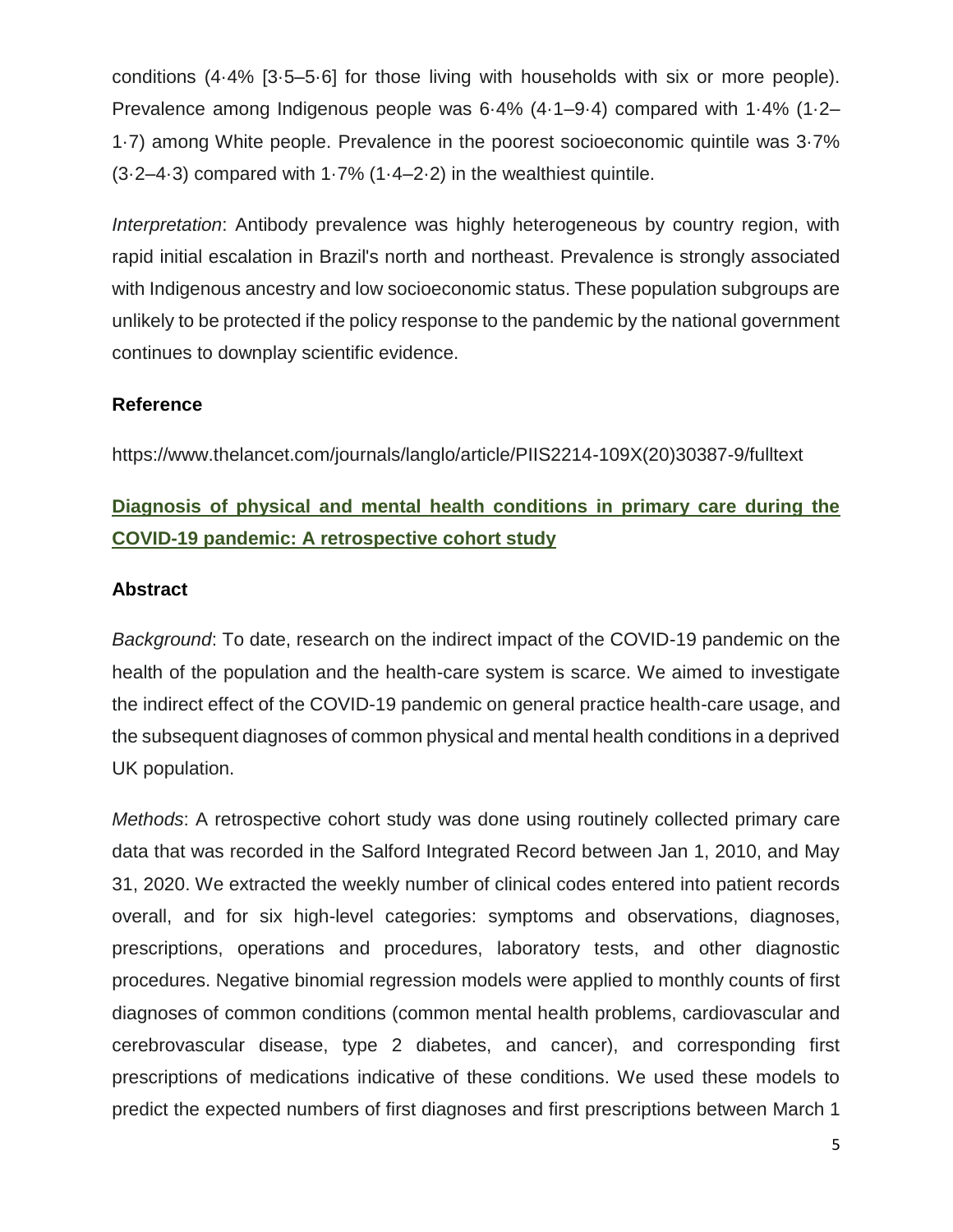conditions (4·4% [3·5–5·6] for those living with households with six or more people). Prevalence among Indigenous people was 6·4% (4·1–9·4) compared with 1·4% (1·2–1·7) among White people. Prevalence in the poorest socioeconomic quintile was 3·7% (3·2–4·3) compared with 1·7% (1·4–2·2) in the wealthiest quintile.

*Interpretation*: Antibody prevalence was highly heterogeneous by country region, with rapid initial escalation in Brazil's north and northeast. Prevalence is strongly associated with Indigenous ancestry and low socioeconomic status. These population subgroups are unlikely to be protected if the policy response to the pandemic by the national government continues to downplay scientific evidence.

### Reference

https://www.thelancet.com/journals/langlo/article/PIIS2214-109X(20)30387-9/fulltext

## Diagnosis of physical and mental health conditions in primary care during the COVID-19 pandemic: A retrospective cohort study

### Abstract

*Background*: To date, research on the indirect impact of the COVID-19 pandemic on the health of the population and the health-care system is scarce. We aimed to investigate the indirect effect of the COVID-19 pandemic on general practice health-care usage, and the subsequent diagnoses of common physical and mental health conditions in a deprived UK population.

*Methods*: A retrospective cohort study was done using routinely collected primary care data that was recorded in the Salford Integrated Record between Jan 1, 2010, and May 31, 2020. We extracted the weekly number of clinical codes entered into patient records overall, and for six high-level categories: symptoms and observations, diagnoses, prescriptions, operations and procedures, laboratory tests, and other diagnostic procedures. Negative binomial regression models were applied to monthly counts of first diagnoses of common conditions (common mental health problems, cardiovascular and cerebrovascular disease, type 2 diabetes, and cancer), and corresponding first prescriptions of medications indicative of these conditions. We used these models to predict the expected numbers of first diagnoses and first prescriptions between March 1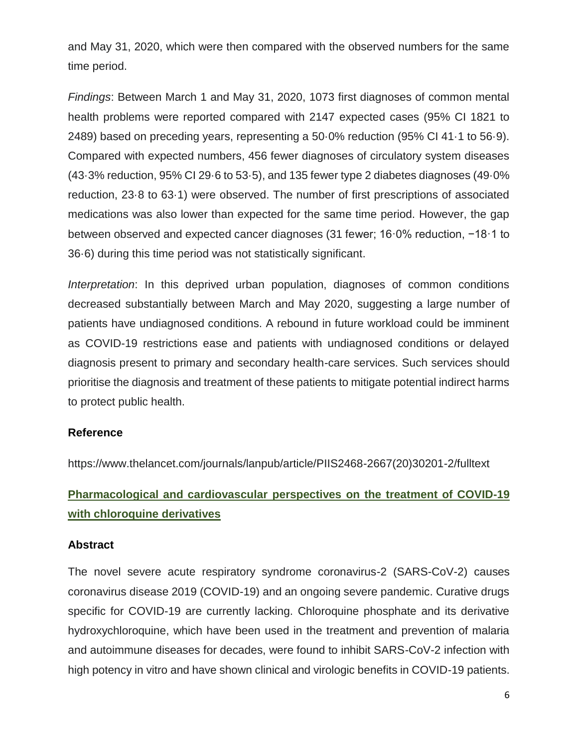and May 31, 2020, which were then compared with the observed numbers for the same time period.

*Findings*: Between March 1 and May 31, 2020, 1073 first diagnoses of common mental health problems were reported compared with 2147 expected cases (95% CI 1821 to 2489) based on preceding years, representing a 50·0% reduction (95% CI 41·1 to 56·9). Compared with expected numbers, 456 fewer diagnoses of circulatory system diseases (43·3% reduction, 95% CI 29·6 to 53·5), and 135 fewer type 2 diabetes diagnoses (49·0% reduction, 23·8 to 63·1) were observed. The number of first prescriptions of associated medications was also lower than expected for the same time period. However, the gap between observed and expected cancer diagnoses (31 fewer; 16·0% reduction, −18·1 to 36·6) during this time period was not statistically significant.

*Interpretation*: In this deprived urban population, diagnoses of common conditions decreased substantially between March and May 2020, suggesting a large number of patients have undiagnosed conditions. A rebound in future workload could be imminent as COVID-19 restrictions ease and patients with undiagnosed conditions or delayed diagnosis present to primary and secondary health-care services. Such services should prioritise the diagnosis and treatment of these patients to mitigate potential indirect harms to protect public health.

### Reference

https://www.thelancet.com/journals/lanpub/article/PIIS2468-2667(20)30201-2/fulltext

## Pharmacological and cardiovascular perspectives on the treatment of COVID-19 with chloroquine derivatives

### Abstract

The novel severe acute respiratory syndrome coronavirus-2 (SARS-CoV-2) causes coronavirus disease 2019 (COVID-19) and an ongoing severe pandemic. Curative drugs specific for COVID-19 are currently lacking. Chloroquine phosphate and its derivative hydroxychloroquine, which have been used in the treatment and prevention of malaria and autoimmune diseases for decades, were found to inhibit SARS-CoV-2 infection with high potency in vitro and have shown clinical and virologic benefits in COVID-19 patients.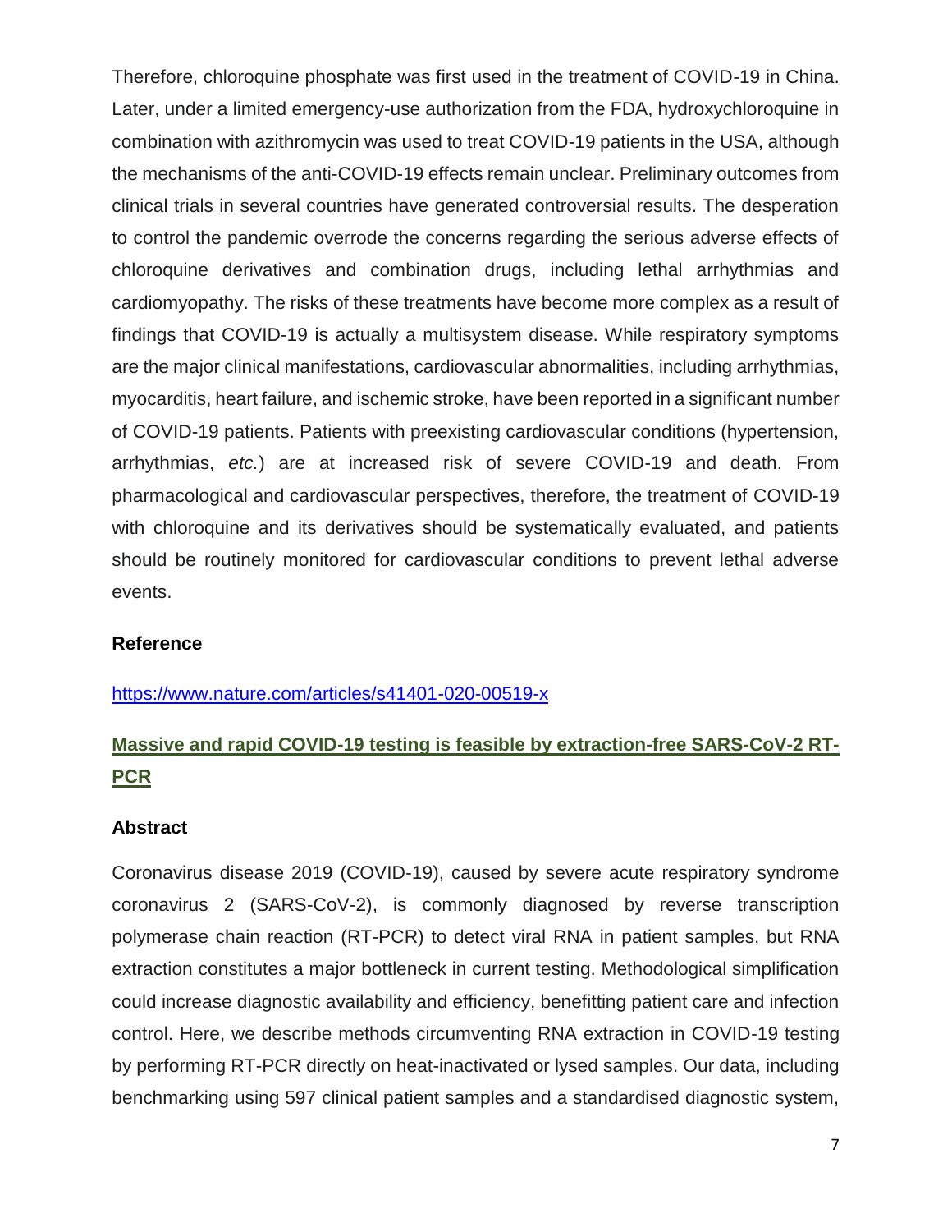Therefore, chloroquine phosphate was first used in the treatment of COVID-19 in China. Later, under a limited emergency-use authorization from the FDA, hydroxychloroquine in combination with azithromycin was used to treat COVID-19 patients in the USA, although the mechanisms of the anti-COVID-19 effects remain unclear. Preliminary outcomes from clinical trials in several countries have generated controversial results. The desperation to control the pandemic overrode the concerns regarding the serious adverse effects of chloroquine derivatives and combination drugs, including lethal arrhythmias and cardiomyopathy. The risks of these treatments have become more complex as a result of findings that COVID-19 is actually a multisystem disease. While respiratory symptoms are the major clinical manifestations, cardiovascular abnormalities, including arrhythmias, myocarditis, heart failure, and ischemic stroke, have been reported in a significant number of COVID-19 patients. Patients with preexisting cardiovascular conditions (hypertension, arrhythmias, *etc.*) are at increased risk of severe COVID-19 and death. From pharmacological and cardiovascular perspectives, therefore, the treatment of COVID-19 with chloroquine and its derivatives should be systematically evaluated, and patients should be routinely monitored for cardiovascular conditions to prevent lethal adverse events.

**Reference**

https://www.nature.com/articles/s41401-020-00519-x

## Massive and rapid COVID-19 testing is feasible by extraction-free SARS-CoV-2 RT-PCR

**Abstract**

Coronavirus disease 2019 (COVID-19), caused by severe acute respiratory syndrome coronavirus 2 (SARS-CoV-2), is commonly diagnosed by reverse transcription polymerase chain reaction (RT-PCR) to detect viral RNA in patient samples, but RNA extraction constitutes a major bottleneck in current testing. Methodological simplification could increase diagnostic availability and efficiency, benefitting patient care and infection control. Here, we describe methods circumventing RNA extraction in COVID-19 testing by performing RT-PCR directly on heat-inactivated or lysed samples. Our data, including benchmarking using 597 clinical patient samples and a standardised diagnostic system,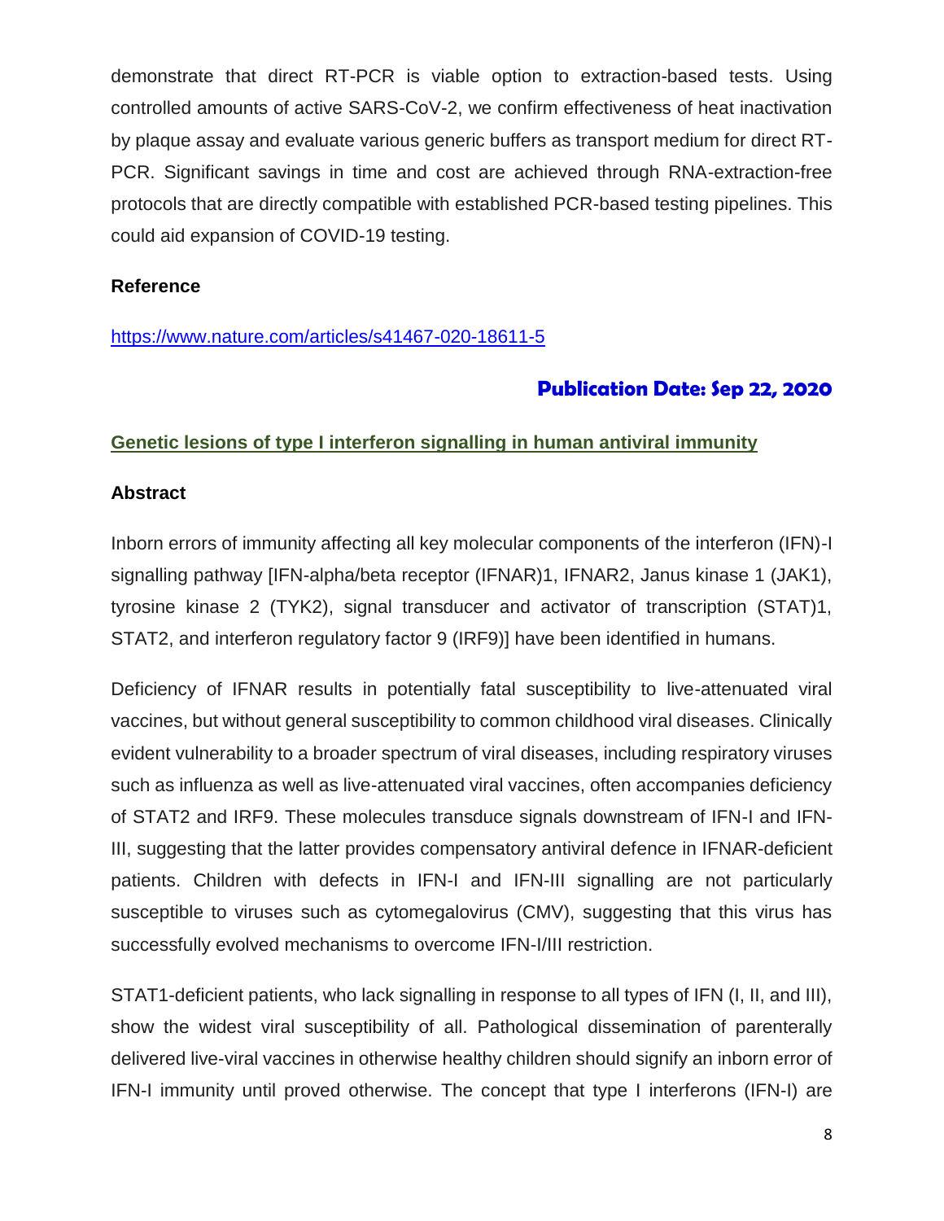demonstrate that direct RT-PCR is viable option to extraction-based tests. Using controlled amounts of active SARS-CoV-2, we confirm effectiveness of heat inactivation by plaque assay and evaluate various generic buffers as transport medium for direct RT-PCR. Significant savings in time and cost are achieved through RNA-extraction-free protocols that are directly compatible with established PCR-based testing pipelines. This could aid expansion of COVID-19 testing.

**Reference**

https://www.nature.com/articles/s41467-020-18611-5

**Publication Date: Sep 22, 2020**

## Genetic lesions of type I interferon signalling in human antiviral immunity

**Abstract**

Inborn errors of immunity affecting all key molecular components of the interferon (IFN)-I signalling pathway [IFN-alpha/beta receptor (IFNAR)1, IFNAR2, Janus kinase 1 (JAK1), tyrosine kinase 2 (TYK2), signal transducer and activator of transcription (STAT)1, STAT2, and interferon regulatory factor 9 (IRF9)] have been identified in humans.

Deficiency of IFNAR results in potentially fatal susceptibility to live-attenuated viral vaccines, but without general susceptibility to common childhood viral diseases. Clinically evident vulnerability to a broader spectrum of viral diseases, including respiratory viruses such as influenza as well as live-attenuated viral vaccines, often accompanies deficiency of STAT2 and IRF9. These molecules transduce signals downstream of IFN-I and IFN-III, suggesting that the latter provides compensatory antiviral defence in IFNAR-deficient patients. Children with defects in IFN-I and IFN-III signalling are not particularly susceptible to viruses such as cytomegalovirus (CMV), suggesting that this virus has successfully evolved mechanisms to overcome IFN-I/III restriction.

STAT1-deficient patients, who lack signalling in response to all types of IFN (I, II, and III), show the widest viral susceptibility of all. Pathological dissemination of parenterally delivered live-viral vaccines in otherwise healthy children should signify an inborn error of IFN-I immunity until proved otherwise. The concept that type I interferons (IFN-I) are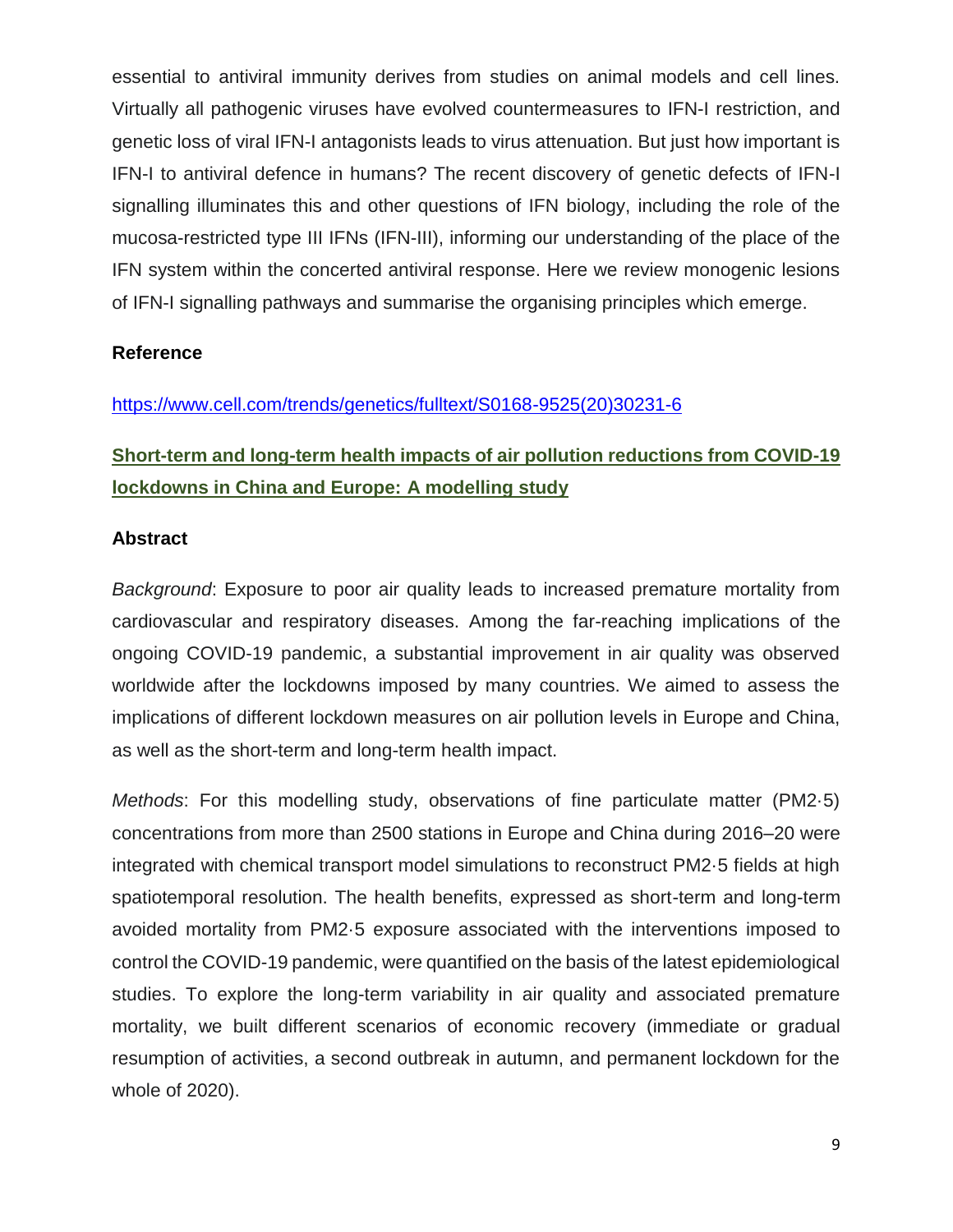essential to antiviral immunity derives from studies on animal models and cell lines. Virtually all pathogenic viruses have evolved countermeasures to IFN-I restriction, and genetic loss of viral IFN-I antagonists leads to virus attenuation. But just how important is IFN-I to antiviral defence in humans? The recent discovery of genetic defects of IFN-I signalling illuminates this and other questions of IFN biology, including the role of the mucosa-restricted type III IFNs (IFN-III), informing our understanding of the place of the IFN system within the concerted antiviral response. Here we review monogenic lesions of IFN-I signalling pathways and summarise the organising principles which emerge.

**Reference**

https://www.cell.com/trends/genetics/fulltext/S0168-9525(20)30231-6

## Short-term and long-term health impacts of air pollution reductions from COVID-19 lockdowns in China and Europe: A modelling study

**Abstract**

*Background*: Exposure to poor air quality leads to increased premature mortality from cardiovascular and respiratory diseases. Among the far-reaching implications of the ongoing COVID-19 pandemic, a substantial improvement in air quality was observed worldwide after the lockdowns imposed by many countries. We aimed to assess the implications of different lockdown measures on air pollution levels in Europe and China, as well as the short-term and long-term health impact.

*Methods*: For this modelling study, observations of fine particulate matter (PM2·5) concentrations from more than 2500 stations in Europe and China during 2016–20 were integrated with chemical transport model simulations to reconstruct PM2·5 fields at high spatiotemporal resolution. The health benefits, expressed as short-term and long-term avoided mortality from PM2·5 exposure associated with the interventions imposed to control the COVID-19 pandemic, were quantified on the basis of the latest epidemiological studies. To explore the long-term variability in air quality and associated premature mortality, we built different scenarios of economic recovery (immediate or gradual resumption of activities, a second outbreak in autumn, and permanent lockdown for the whole of 2020).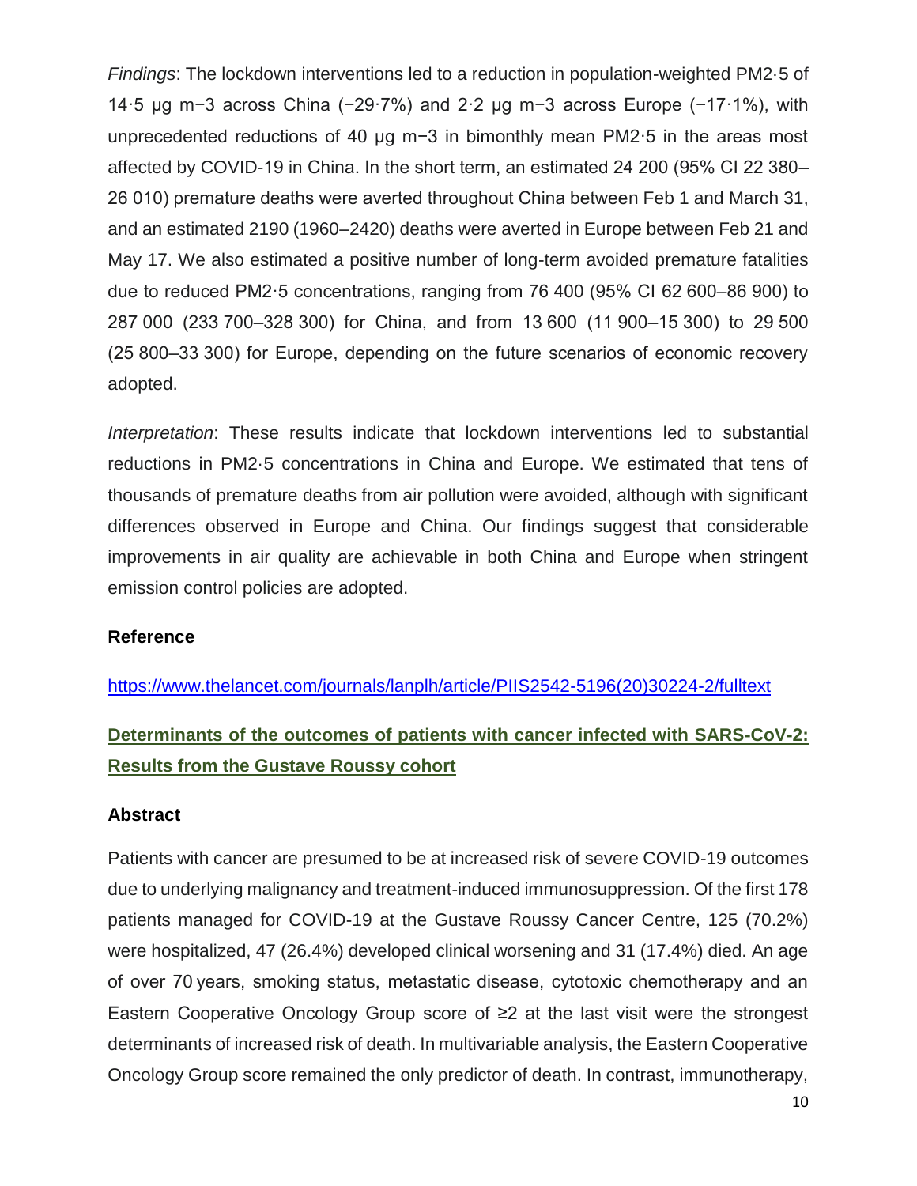*Findings*: The lockdown interventions led to a reduction in population-weighted PM2·5 of 14·5 μg m−3 across China (−29·7%) and 2·2 μg m−3 across Europe (−17·1%), with unprecedented reductions of 40 μg m−3 in bimonthly mean PM2·5 in the areas most affected by COVID-19 in China. In the short term, an estimated 24 200 (95% CI 22 380–26 010) premature deaths were averted throughout China between Feb 1 and March 31, and an estimated 2190 (1960–2420) deaths were averted in Europe between Feb 21 and May 17. We also estimated a positive number of long-term avoided premature fatalities due to reduced PM2·5 concentrations, ranging from 76 400 (95% CI 62 600–86 900) to 287 000 (233 700–328 300) for China, and from 13 600 (11 900–15 300) to 29 500 (25 800–33 300) for Europe, depending on the future scenarios of economic recovery adopted.

*Interpretation*: These results indicate that lockdown interventions led to substantial reductions in PM2·5 concentrations in China and Europe. We estimated that tens of thousands of premature deaths from air pollution were avoided, although with significant differences observed in Europe and China. Our findings suggest that considerable improvements in air quality are achievable in both China and Europe when stringent emission control policies are adopted.

**Reference**

https://www.thelancet.com/journals/lanplh/article/PIIS2542-5196(20)30224-2/fulltext

## Determinants of the outcomes of patients with cancer infected with SARS-CoV-2: Results from the Gustave Roussy cohort

**Abstract**

Patients with cancer are presumed to be at increased risk of severe COVID-19 outcomes due to underlying malignancy and treatment-induced immunosuppression. Of the first 178 patients managed for COVID-19 at the Gustave Roussy Cancer Centre, 125 (70.2%) were hospitalized, 47 (26.4%) developed clinical worsening and 31 (17.4%) died. An age of over 70 years, smoking status, metastatic disease, cytotoxic chemotherapy and an Eastern Cooperative Oncology Group score of ≥2 at the last visit were the strongest determinants of increased risk of death. In multivariable analysis, the Eastern Cooperative Oncology Group score remained the only predictor of death. In contrast, immunotherapy,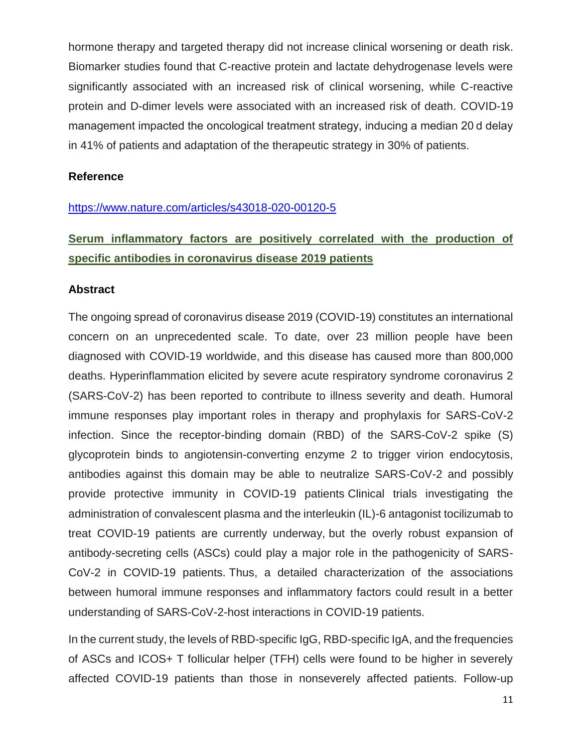hormone therapy and targeted therapy did not increase clinical worsening or death risk. Biomarker studies found that C-reactive protein and lactate dehydrogenase levels were significantly associated with an increased risk of clinical worsening, while C-reactive protein and D-dimer levels were associated with an increased risk of death. COVID-19 management impacted the oncological treatment strategy, inducing a median 20 d delay in 41% of patients and adaptation of the therapeutic strategy in 30% of patients.

**Reference**

https://www.nature.com/articles/s43018-020-00120-5

## Serum inflammatory factors are positively correlated with the production of specific antibodies in coronavirus disease 2019 patients

**Abstract**

The ongoing spread of coronavirus disease 2019 (COVID-19) constitutes an international concern on an unprecedented scale. To date, over 23 million people have been diagnosed with COVID-19 worldwide, and this disease has caused more than 800,000 deaths. Hyperinflammation elicited by severe acute respiratory syndrome coronavirus 2 (SARS-CoV-2) has been reported to contribute to illness severity and death. Humoral immune responses play important roles in therapy and prophylaxis for SARS-CoV-2 infection. Since the receptor-binding domain (RBD) of the SARS-CoV-2 spike (S) glycoprotein binds to angiotensin-converting enzyme 2 to trigger virion endocytosis, antibodies against this domain may be able to neutralize SARS-CoV-2 and possibly provide protective immunity in COVID-19 patients Clinical trials investigating the administration of convalescent plasma and the interleukin (IL)-6 antagonist tocilizumab to treat COVID-19 patients are currently underway, but the overly robust expansion of antibody-secreting cells (ASCs) could play a major role in the pathogenicity of SARS-CoV-2 in COVID-19 patients. Thus, a detailed characterization of the associations between humoral immune responses and inflammatory factors could result in a better understanding of SARS-CoV-2-host interactions in COVID-19 patients.

In the current study, the levels of RBD-specific IgG, RBD-specific IgA, and the frequencies of ASCs and ICOS+ T follicular helper (TFH) cells were found to be higher in severely affected COVID-19 patients than those in nonseverely affected patients. Follow-up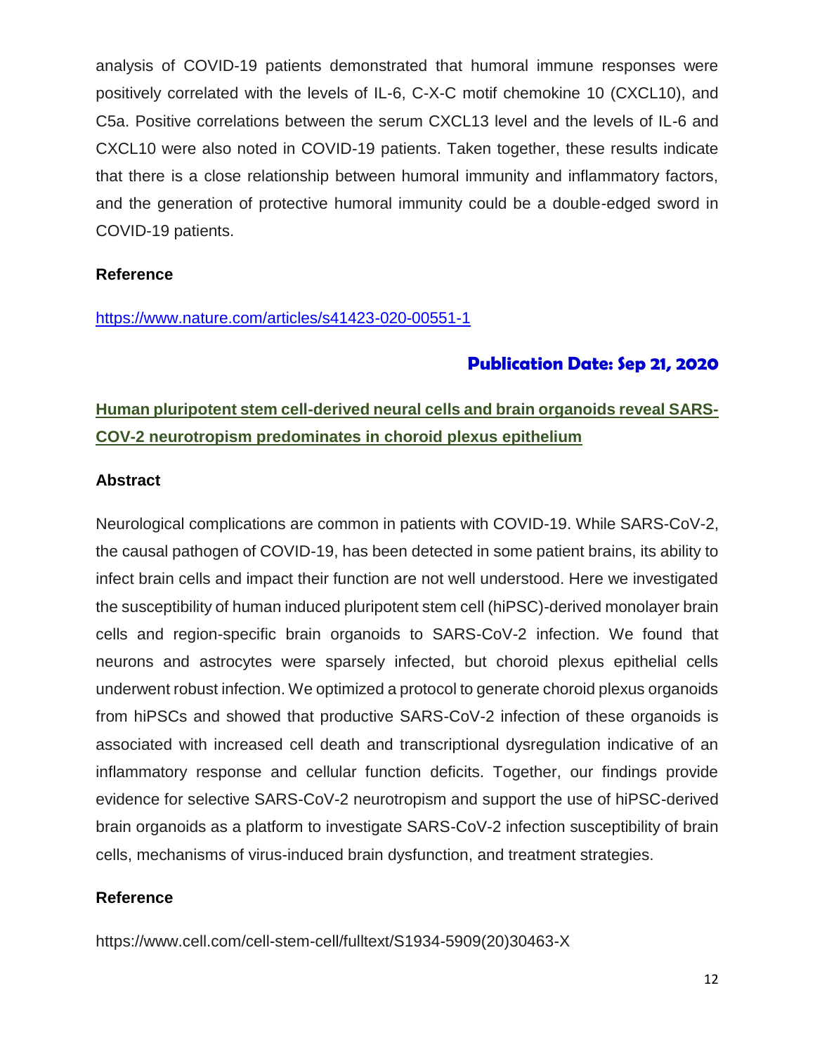analysis of COVID-19 patients demonstrated that humoral immune responses were positively correlated with the levels of IL-6, C-X-C motif chemokine 10 (CXCL10), and C5a. Positive correlations between the serum CXCL13 level and the levels of IL-6 and CXCL10 were also noted in COVID-19 patients. Taken together, these results indicate that there is a close relationship between humoral immunity and inflammatory factors, and the generation of protective humoral immunity could be a double-edged sword in COVID-19 patients.

**Reference**

https://www.nature.com/articles/s41423-020-00551-1

**Publication Date: Sep 21, 2020**

## Human pluripotent stem cell-derived neural cells and brain organoids reveal SARS-COV-2 neurotropism predominates in choroid plexus epithelium

**Abstract**

Neurological complications are common in patients with COVID-19. While SARS-CoV-2, the causal pathogen of COVID-19, has been detected in some patient brains, its ability to infect brain cells and impact their function are not well understood. Here we investigated the susceptibility of human induced pluripotent stem cell (hiPSC)-derived monolayer brain cells and region-specific brain organoids to SARS-CoV-2 infection. We found that neurons and astrocytes were sparsely infected, but choroid plexus epithelial cells underwent robust infection. We optimized a protocol to generate choroid plexus organoids from hiPSCs and showed that productive SARS-CoV-2 infection of these organoids is associated with increased cell death and transcriptional dysregulation indicative of an inflammatory response and cellular function deficits. Together, our findings provide evidence for selective SARS-CoV-2 neurotropism and support the use of hiPSC-derived brain organoids as a platform to investigate SARS-CoV-2 infection susceptibility of brain cells, mechanisms of virus-induced brain dysfunction, and treatment strategies.

**Reference**

https://www.cell.com/cell-stem-cell/fulltext/S1934-5909(20)30463-X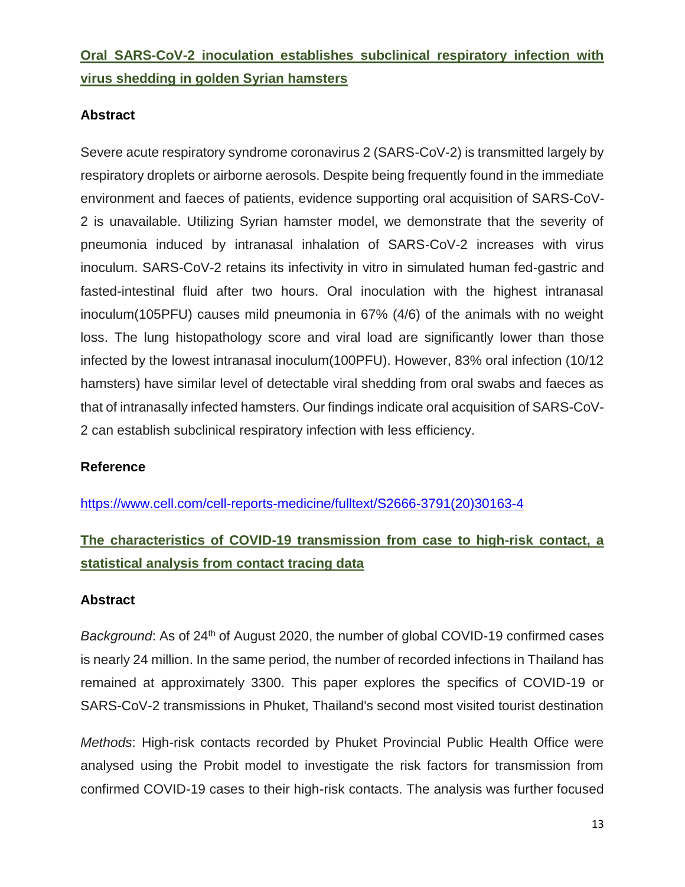## [Oral SARS-CoV-2 inoculation establishes subclinical respiratory infection with virus shedding in golden Syrian hamsters](https://www.cell.com/cell-reports-medicine/fulltext/S2666-3791(20)30163-4)

### Abstract

Severe acute respiratory syndrome coronavirus 2 (SARS-CoV-2) is transmitted largely by respiratory droplets or airborne aerosols. Despite being frequently found in the immediate environment and faeces of patients, evidence supporting oral acquisition of SARS-CoV-2 is unavailable. Utilizing Syrian hamster model, we demonstrate that the severity of pneumonia induced by intranasal inhalation of SARS-CoV-2 increases with virus inoculum. SARS-CoV-2 retains its infectivity in vitro in simulated human fed-gastric and fasted-intestinal fluid after two hours. Oral inoculation with the highest intranasal inoculum(105PFU) causes mild pneumonia in 67% (4/6) of the animals with no weight loss. The lung histopathology score and viral load are significantly lower than those infected by the lowest intranasal inoculum(100PFU). However, 83% oral infection (10/12 hamsters) have similar level of detectable viral shedding from oral swabs and faeces as that of intranasally infected hamsters. Our findings indicate oral acquisition of SARS-CoV-2 can establish subclinical respiratory infection with less efficiency.

### Reference

https://www.cell.com/cell-reports-medicine/fulltext/S2666-3791(20)30163-4

## The characteristics of COVID-19 transmission from case to high-risk contact, a statistical analysis from contact tracing data

### Abstract

*Background*: As of $24^{th}$ of August 2020, the number of global COVID-19 confirmed cases is nearly 24 million. In the same period, the number of recorded infections in Thailand has remained at approximately 3300. This paper explores the specifics of COVID-19 or SARS-CoV-2 transmissions in Phuket, Thailand's second most visited tourist destination

*Methods*: High-risk contacts recorded by Phuket Provincial Public Health Office were analysed using the Probit model to investigate the risk factors for transmission from confirmed COVID-19 cases to their high-risk contacts. The analysis was further focused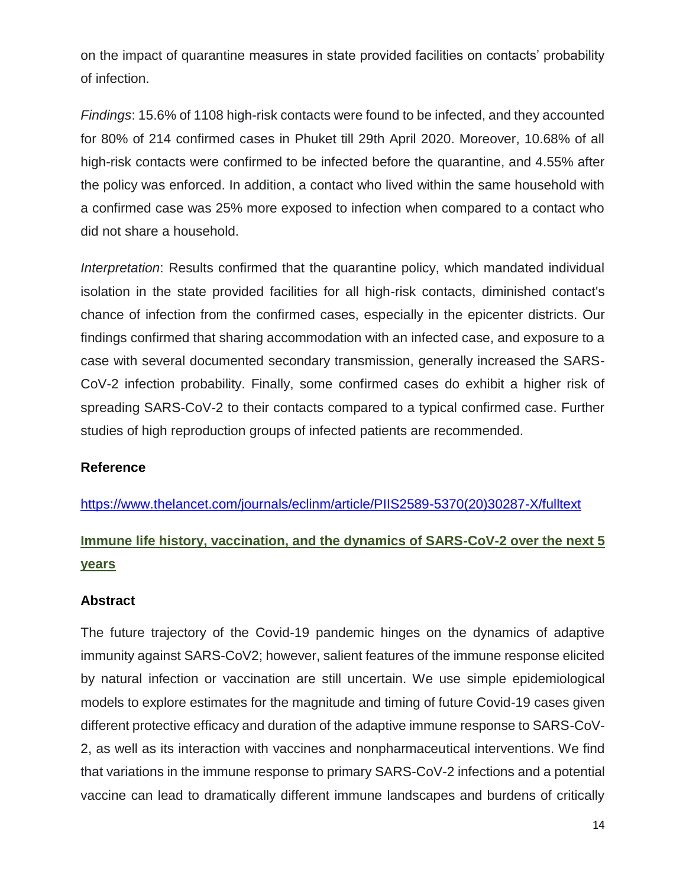on the impact of quarantine measures in state provided facilities on contacts' probability of infection.

*Findings*: 15.6% of 1108 high-risk contacts were found to be infected, and they accounted for 80% of 214 confirmed cases in Phuket till 29th April 2020. Moreover, 10.68% of all high-risk contacts were confirmed to be infected before the quarantine, and 4.55% after the policy was enforced. In addition, a contact who lived within the same household with a confirmed case was 25% more exposed to infection when compared to a contact who did not share a household.

*Interpretation*: Results confirmed that the quarantine policy, which mandated individual isolation in the state provided facilities for all high-risk contacts, diminished contact's chance of infection from the confirmed cases, especially in the epicenter districts. Our findings confirmed that sharing accommodation with an infected case, and exposure to a case with several documented secondary transmission, generally increased the SARS-CoV-2 infection probability. Finally, some confirmed cases do exhibit a higher risk of spreading SARS-CoV-2 to their contacts compared to a typical confirmed case. Further studies of high reproduction groups of infected patients are recommended.

### Reference

https://www.thelancet.com/journals/eclinm/article/PIIS2589-5370(20)30287-X/fulltext

## Immune life history, vaccination, and the dynamics of SARS-CoV-2 over the next 5 years

### Abstract

The future trajectory of the Covid-19 pandemic hinges on the dynamics of adaptive immunity against SARS-CoV2; however, salient features of the immune response elicited by natural infection or vaccination are still uncertain. We use simple epidemiological models to explore estimates for the magnitude and timing of future Covid-19 cases given different protective efficacy and duration of the adaptive immune response to SARS-CoV-2, as well as its interaction with vaccines and nonpharmaceutical interventions. We find that variations in the immune response to primary SARS-CoV-2 infections and a potential vaccine can lead to dramatically different immune landscapes and burdens of critically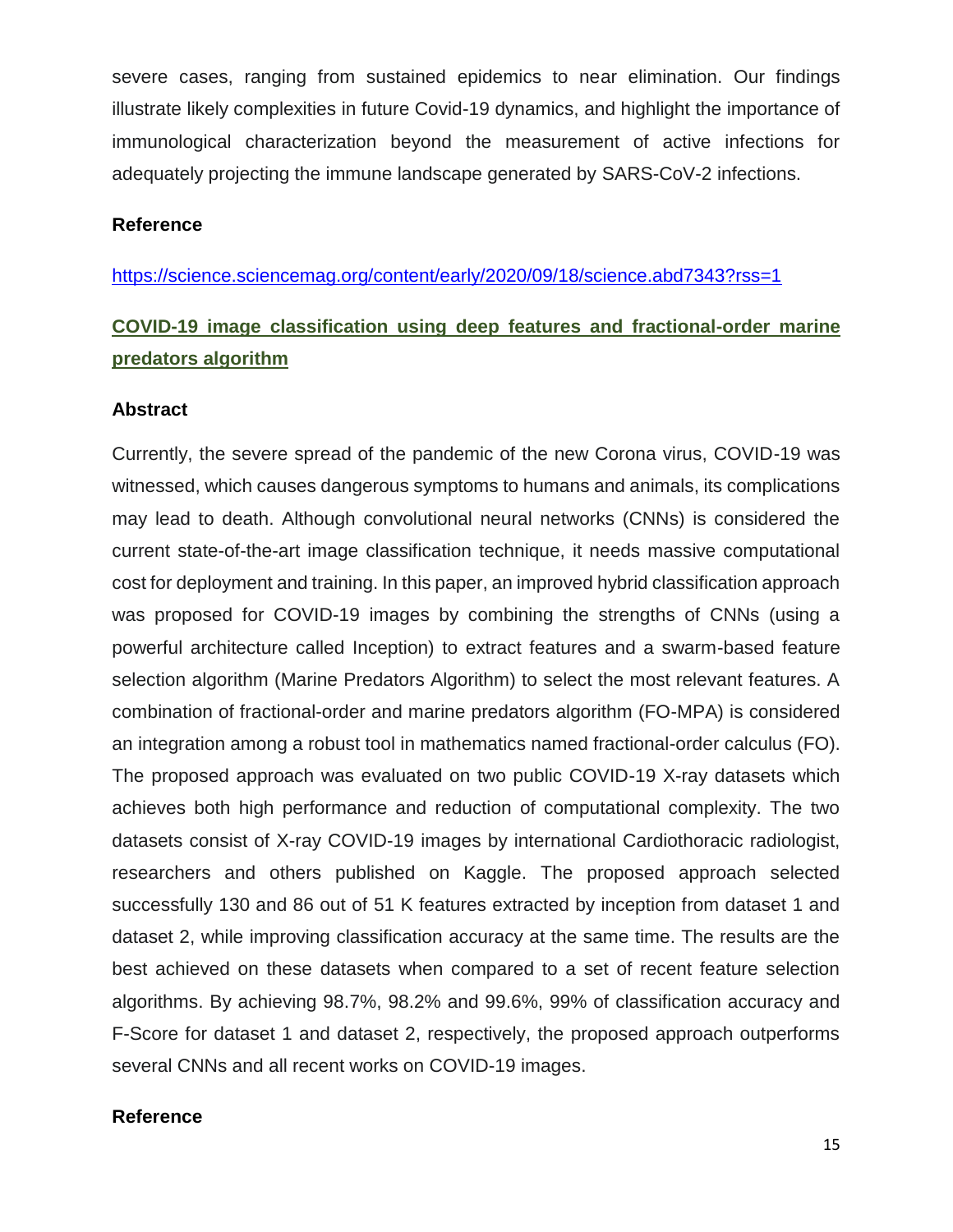severe cases, ranging from sustained epidemics to near elimination. Our findings illustrate likely complexities in future Covid-19 dynamics, and highlight the importance of immunological characterization beyond the measurement of active infections for adequately projecting the immune landscape generated by SARS-CoV-2 infections.

**Reference**

https://science.sciencemag.org/content/early/2020/09/18/science.abd7343?rss=1

## COVID-19 image classification using deep features and fractional-order marine predators algorithm

**Abstract**

Currently, the severe spread of the pandemic of the new Corona virus, COVID-19 was witnessed, which causes dangerous symptoms to humans and animals, its complications may lead to death. Although convolutional neural networks (CNNs) is considered the current state-of-the-art image classification technique, it needs massive computational cost for deployment and training. In this paper, an improved hybrid classification approach was proposed for COVID-19 images by combining the strengths of CNNs (using a powerful architecture called Inception) to extract features and a swarm-based feature selection algorithm (Marine Predators Algorithm) to select the most relevant features. A combination of fractional-order and marine predators algorithm (FO-MPA) is considered an integration among a robust tool in mathematics named fractional-order calculus (FO). The proposed approach was evaluated on two public COVID-19 X-ray datasets which achieves both high performance and reduction of computational complexity. The two datasets consist of X-ray COVID-19 images by international Cardiothoracic radiologist, researchers and others published on Kaggle. The proposed approach selected successfully 130 and 86 out of 51 K features extracted by inception from dataset 1 and dataset 2, while improving classification accuracy at the same time. The results are the best achieved on these datasets when compared to a set of recent feature selection algorithms. By achieving 98.7%, 98.2% and 99.6%, 99% of classification accuracy and F-Score for dataset 1 and dataset 2, respectively, the proposed approach outperforms several CNNs and all recent works on COVID-19 images.

**Reference**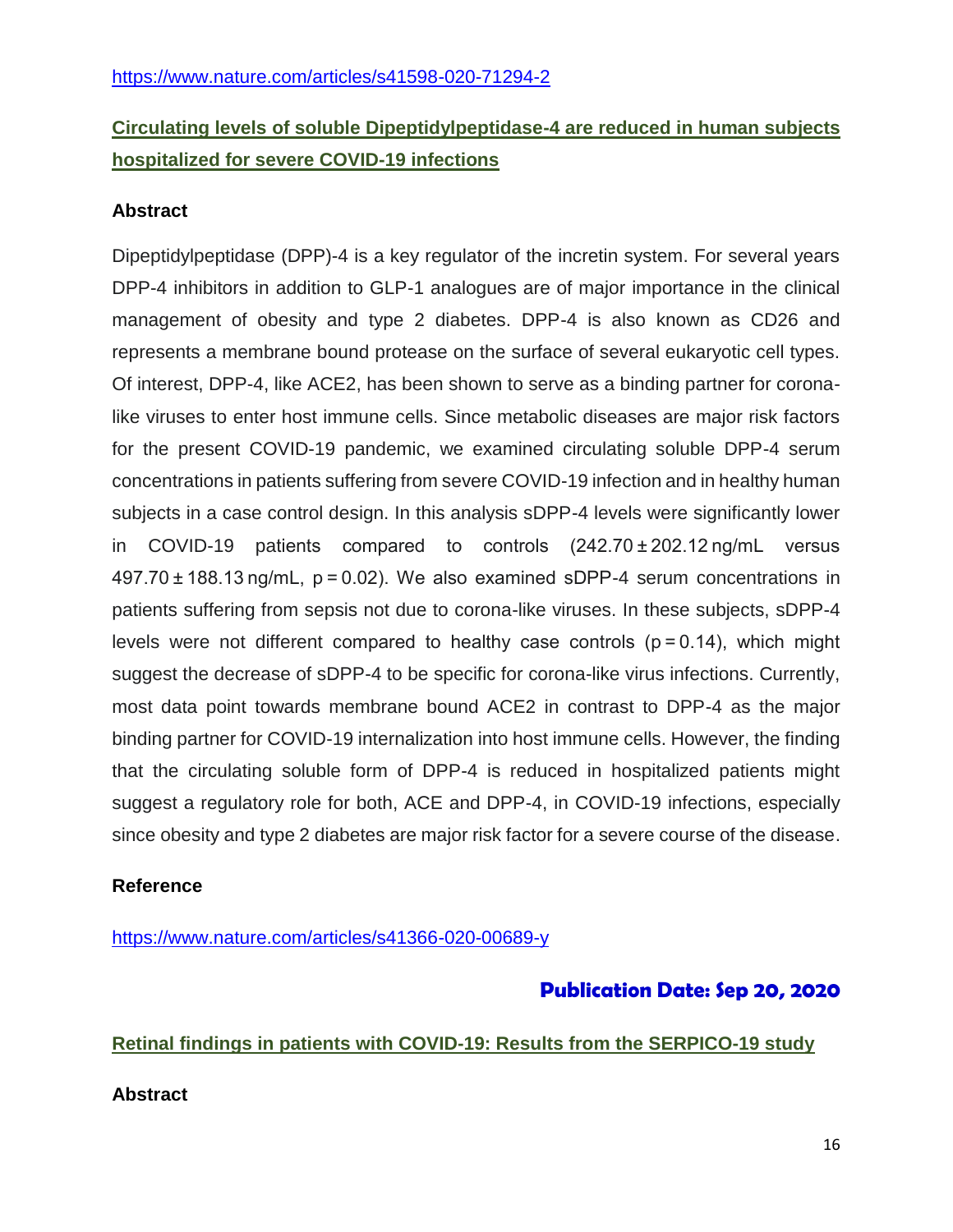https://www.nature.com/articles/s41598-020-71294-2

## [Circulating levels of soluble Dipeptidylpeptidase-4 are reduced in human subjects hospitalized for severe COVID-19 infections](https://www.nature.com/articles/s41366-020-00689-y)

### Abstract

Dipeptidylpeptidase (DPP)-4 is a key regulator of the incretin system. For several years DPP-4 inhibitors in addition to GLP-1 analogues are of major importance in the clinical management of obesity and type 2 diabetes. DPP-4 is also known as CD26 and represents a membrane bound protease on the surface of several eukaryotic cell types. Of interest, DPP-4, like ACE2, has been shown to serve as a binding partner for corona-like viruses to enter host immune cells. Since metabolic diseases are major risk factors for the present COVID-19 pandemic, we examined circulating soluble DPP-4 serum concentrations in patients suffering from severe COVID-19 infection and in healthy human subjects in a case control design. In this analysis sDPP-4 levels were significantly lower in COVID-19 patients compared to controls ($242.70 \pm 202.12$ ng/mL versus $497.70 \pm 188.13$ ng/mL, $p = 0.02$). We also examined sDPP-4 serum concentrations in patients suffering from sepsis not due to corona-like viruses. In these subjects, sDPP-4 levels were not different compared to healthy case controls ($p = 0.14$), which might suggest the decrease of sDPP-4 to be specific for corona-like virus infections. Currently, most data point towards membrane bound ACE2 in contrast to DPP-4 as the major binding partner for COVID-19 internalization into host immune cells. However, the finding that the circulating soluble form of DPP-4 is reduced in hospitalized patients might suggest a regulatory role for both, ACE and DPP-4, in COVID-19 infections, especially since obesity and type 2 diabetes are major risk factor for a severe course of the disease.

### Reference

https://www.nature.com/articles/s41366-020-00689-y

**Publication Date: Sep 20, 2020**

## Retinal findings in patients with COVID-19: Results from the SERPICO-19 study

### Abstract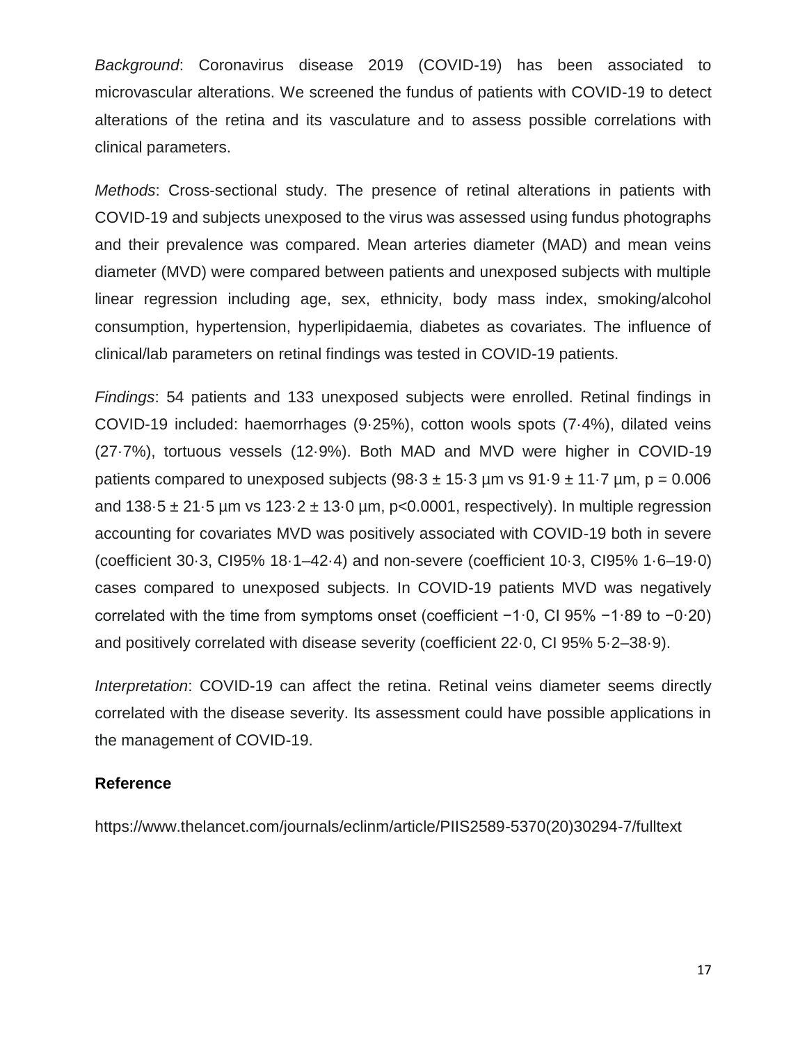*Background*: Coronavirus disease 2019 (COVID-19) has been associated to microvascular alterations. We screened the fundus of patients with COVID-19 to detect alterations of the retina and its vasculature and to assess possible correlations with clinical parameters.

*Methods*: Cross-sectional study. The presence of retinal alterations in patients with COVID-19 and subjects unexposed to the virus was assessed using fundus photographs and their prevalence was compared. Mean arteries diameter (MAD) and mean veins diameter (MVD) were compared between patients and unexposed subjects with multiple linear regression including age, sex, ethnicity, body mass index, smoking/alcohol consumption, hypertension, hyperlipidaemia, diabetes as covariates. The influence of clinical/lab parameters on retinal findings was tested in COVID-19 patients.

*Findings*: 54 patients and 133 unexposed subjects were enrolled. Retinal findings in COVID-19 included: haemorrhages (9·25%), cotton wools spots (7·4%), dilated veins (27·7%), tortuous vessels (12·9%). Both MAD and MVD were higher in COVID-19 patients compared to unexposed subjects (98·3 ± 15·3 µm vs 91·9 ± 11·7 µm, $p = 0.006$ and 138·5 ± 21·5 µm vs 123·2 ± 13·0 µm, $p<0.0001$, respectively). In multiple regression accounting for covariates MVD was positively associated with COVID-19 both in severe (coefficient 30·3, CI95% 18·1–42·4) and non-severe (coefficient 10·3, CI95% 1·6–19·0) cases compared to unexposed subjects. In COVID-19 patients MVD was negatively correlated with the time from symptoms onset (coefficient −1·0, CI 95% −1·89 to −0·20) and positively correlated with disease severity (coefficient 22·0, CI 95% 5·2–38·9).

*Interpretation*: COVID-19 can affect the retina. Retinal veins diameter seems directly correlated with the disease severity. Its assessment could have possible applications in the management of COVID-19.

**Reference**

https://www.thelancet.com/journals/eclinm/article/PIIS2589-5370(20)30294-7/fulltext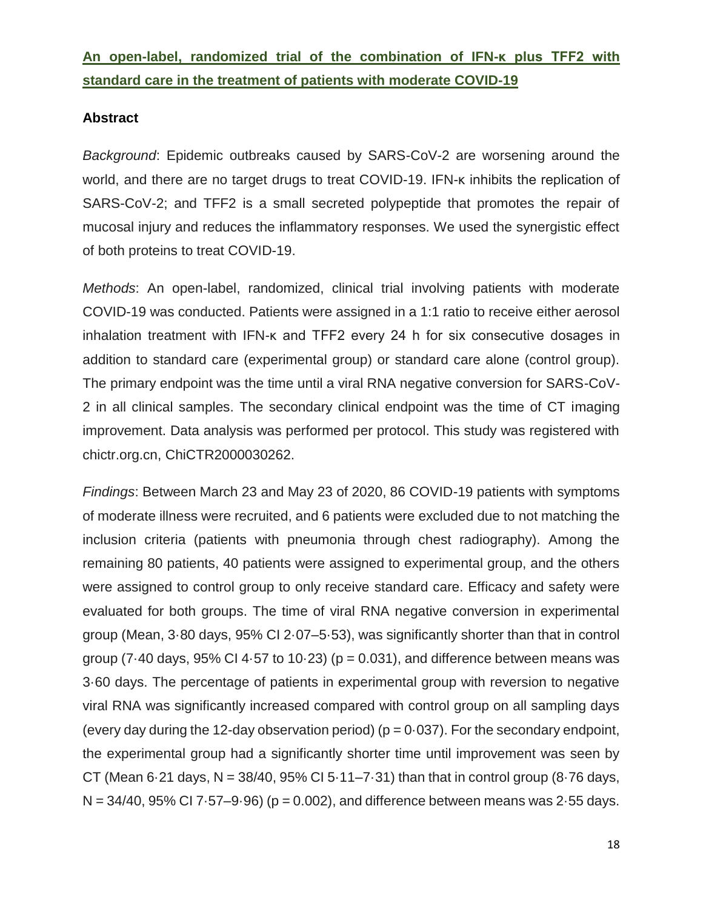**An open-label, randomized trial of the combination of IFN-κ plus TFF2 with standard care in the treatment of patients with moderate COVID-19**

## Abstract

*Background*: Epidemic outbreaks caused by SARS-CoV-2 are worsening around the world, and there are no target drugs to treat COVID-19. IFN-κ inhibits the replication of SARS-CoV-2; and TFF2 is a small secreted polypeptide that promotes the repair of mucosal injury and reduces the inflammatory responses. We used the synergistic effect of both proteins to treat COVID-19.

*Methods*: An open-label, randomized, clinical trial involving patients with moderate COVID-19 was conducted. Patients were assigned in a 1:1 ratio to receive either aerosol inhalation treatment with IFN-κ and TFF2 every 24 h for six consecutive dosages in addition to standard care (experimental group) or standard care alone (control group). The primary endpoint was the time until a viral RNA negative conversion for SARS-CoV-2 in all clinical samples. The secondary clinical endpoint was the time of CT imaging improvement. Data analysis was performed per protocol. This study was registered with chictr.org.cn, ChiCTR2000030262.

*Findings*: Between March 23 and May 23 of 2020, 86 COVID-19 patients with symptoms of moderate illness were recruited, and 6 patients were excluded due to not matching the inclusion criteria (patients with pneumonia through chest radiography). Among the remaining 80 patients, 40 patients were assigned to experimental group, and the others were assigned to control group to only receive standard care. Efficacy and safety were evaluated for both groups. The time of viral RNA negative conversion in experimental group (Mean, 3·80 days, 95% CI 2·07–5·53), was significantly shorter than that in control group (7·40 days, 95% CI 4·57 to 10·23) ($p = 0.031$), and difference between means was 3·60 days. The percentage of patients in experimental group with reversion to negative viral RNA was significantly increased compared with control group on all sampling days (every day during the 12-day observation period) ($p = 0·037$). For the secondary endpoint, the experimental group had a significantly shorter time until improvement was seen by CT (Mean 6·21 days, N = 38/40, 95% CI 5·11–7·31) than that in control group (8·76 days, N = 34/40, 95% CI 7·57–9·96) ($p = 0.002$), and difference between means was 2·55 days.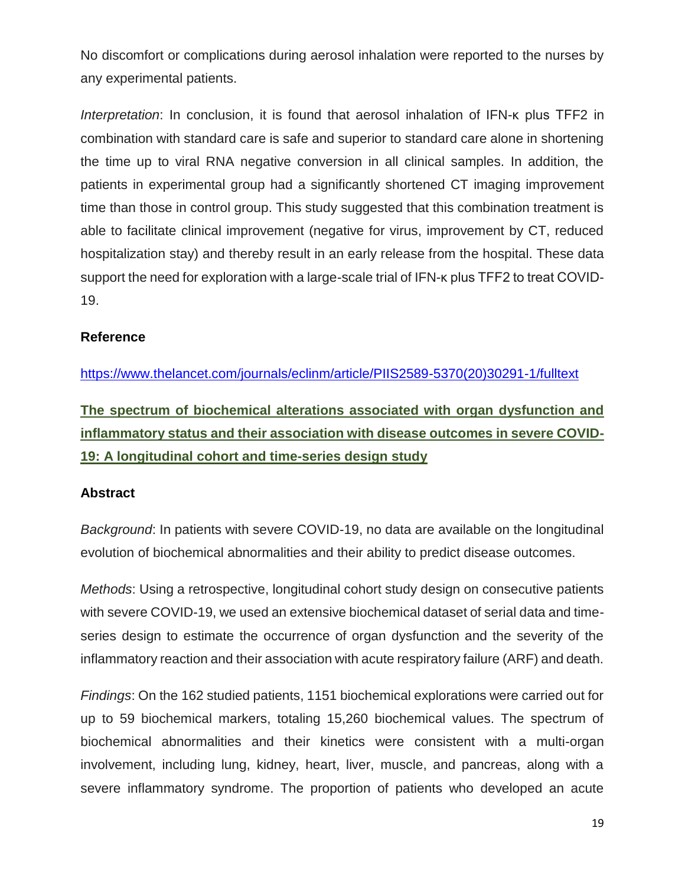No discomfort or complications during aerosol inhalation were reported to the nurses by any experimental patients.

*Interpretation*: In conclusion, it is found that aerosol inhalation of IFN-κ plus TFF2 in combination with standard care is safe and superior to standard care alone in shortening the time up to viral RNA negative conversion in all clinical samples. In addition, the patients in experimental group had a significantly shortened CT imaging improvement time than those in control group. This study suggested that this combination treatment is able to facilitate clinical improvement (negative for virus, improvement by CT, reduced hospitalization stay) and thereby result in an early release from the hospital. These data support the need for exploration with a large-scale trial of IFN-κ plus TFF2 to treat COVID-19.

**Reference**

https://www.thelancet.com/journals/eclinm/article/PIIS2589-5370(20)30291-1/fulltext

## The spectrum of biochemical alterations associated with organ dysfunction and inflammatory status and their association with disease outcomes in severe COVID-19: A longitudinal cohort and time-series design study

**Abstract**

*Background*: In patients with severe COVID-19, no data are available on the longitudinal evolution of biochemical abnormalities and their ability to predict disease outcomes.

*Methods*: Using a retrospective, longitudinal cohort study design on consecutive patients with severe COVID-19, we used an extensive biochemical dataset of serial data and time-series design to estimate the occurrence of organ dysfunction and the severity of the inflammatory reaction and their association with acute respiratory failure (ARF) and death.

*Findings*: On the 162 studied patients, 1151 biochemical explorations were carried out for up to 59 biochemical markers, totaling 15,260 biochemical values. The spectrum of biochemical abnormalities and their kinetics were consistent with a multi-organ involvement, including lung, kidney, heart, liver, muscle, and pancreas, along with a severe inflammatory syndrome. The proportion of patients who developed an acute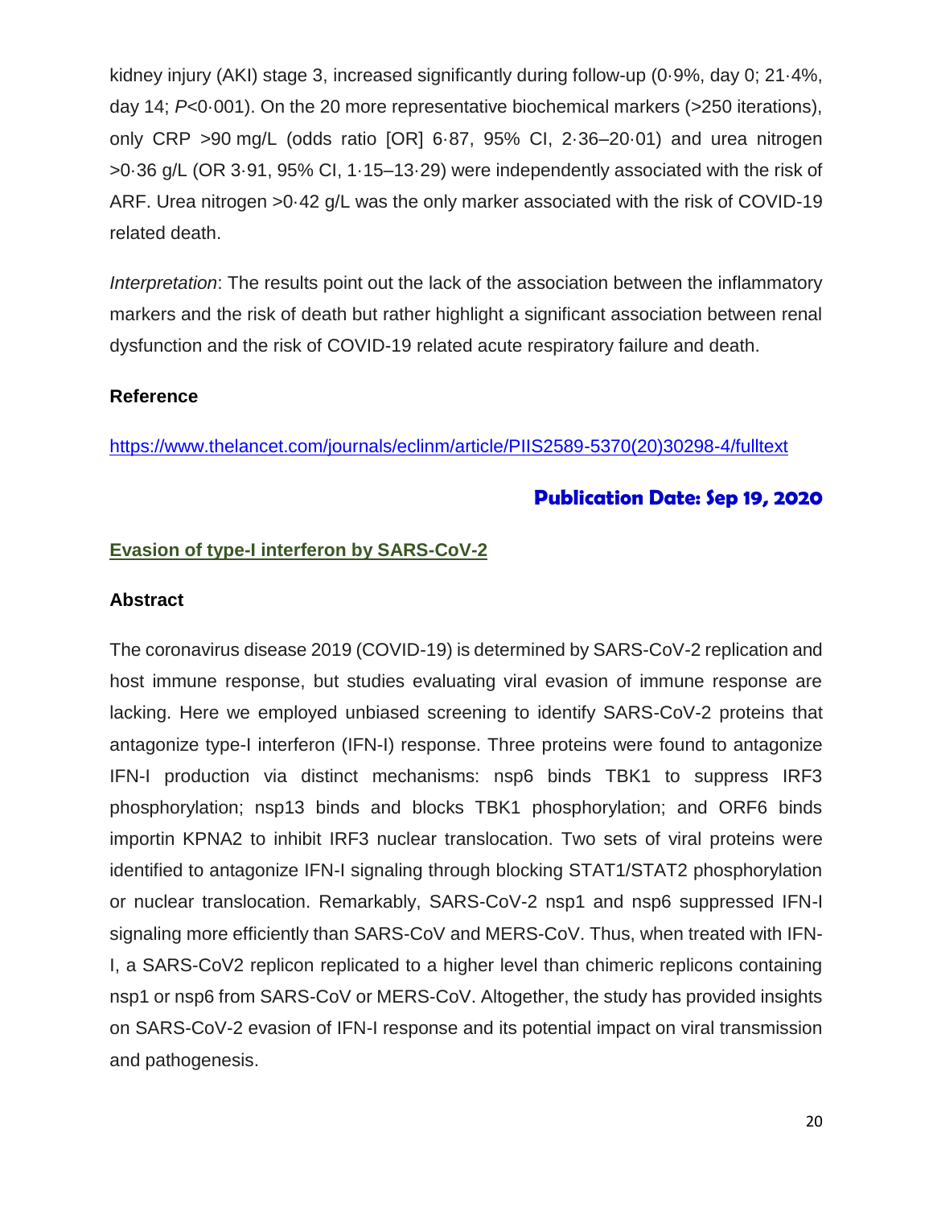kidney injury (AKI) stage 3, increased significantly during follow-up (0·9%, day 0; 21·4%, day 14; *P*<0·001). On the 20 more representative biochemical markers (>250 iterations), only CRP >90 mg/L (odds ratio [OR] 6·87, 95% CI, 2·36–20·01) and urea nitrogen >0·36 g/L (OR 3·91, 95% CI, 1·15–13·29) were independently associated with the risk of ARF. Urea nitrogen >0·42 g/L was the only marker associated with the risk of COVID-19 related death.

*Interpretation*: The results point out the lack of the association between the inflammatory markers and the risk of death but rather highlight a significant association between renal dysfunction and the risk of COVID-19 related acute respiratory failure and death.

**Reference**

https://www.thelancet.com/journals/eclinm/article/PIIS2589-5370(20)30298-4/fulltext

**Publication Date: Sep 19, 2020**

## Evasion of type-I interferon by SARS-CoV-2

**Abstract**

The coronavirus disease 2019 (COVID-19) is determined by SARS-CoV-2 replication and host immune response, but studies evaluating viral evasion of immune response are lacking. Here we employed unbiased screening to identify SARS-CoV-2 proteins that antagonize type-I interferon (IFN-I) response. Three proteins were found to antagonize IFN-I production via distinct mechanisms: nsp6 binds TBK1 to suppress IRF3 phosphorylation; nsp13 binds and blocks TBK1 phosphorylation; and ORF6 binds importin KPNA2 to inhibit IRF3 nuclear translocation. Two sets of viral proteins were identified to antagonize IFN-I signaling through blocking STAT1/STAT2 phosphorylation or nuclear translocation. Remarkably, SARS-CoV-2 nsp1 and nsp6 suppressed IFN-I signaling more efficiently than SARS-CoV and MERS-CoV. Thus, when treated with IFN-I, a SARS-CoV2 replicon replicated to a higher level than chimeric replicons containing nsp1 or nsp6 from SARS-CoV or MERS-CoV. Altogether, the study has provided insights on SARS-CoV-2 evasion of IFN-I response and its potential impact on viral transmission and pathogenesis.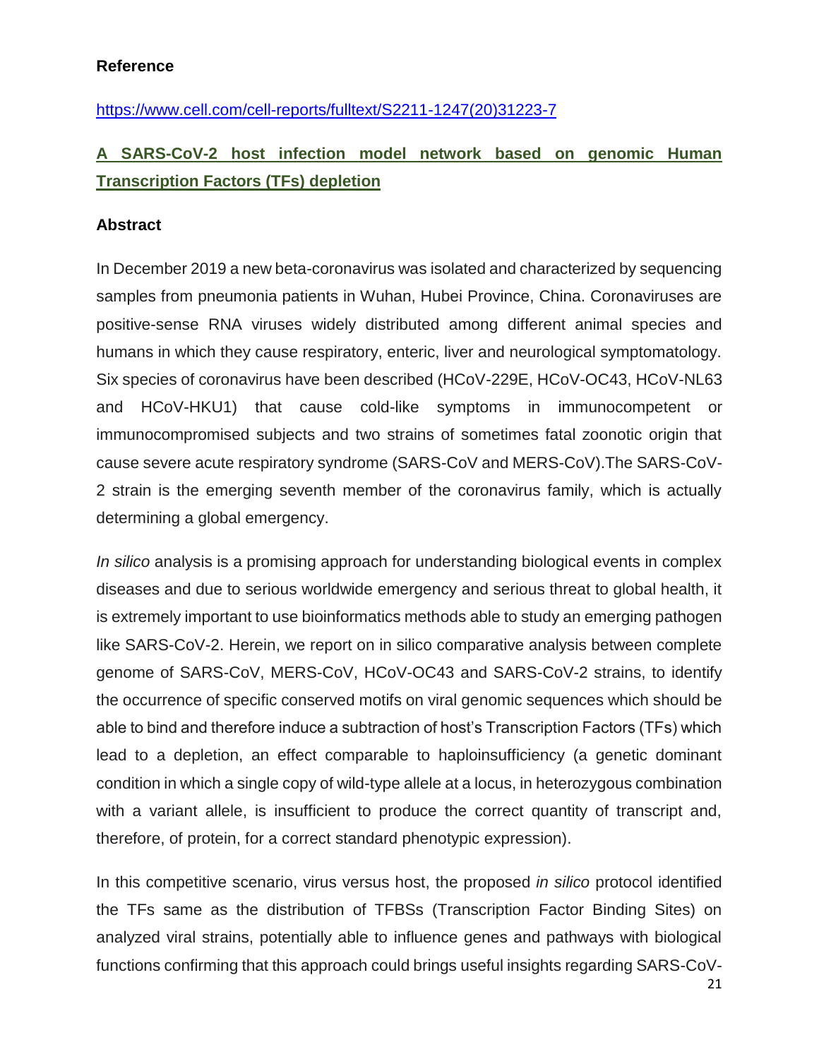**Reference**

https://www.cell.com/cell-reports/fulltext/S2211-1247(20)31223-7

## A SARS-CoV-2 host infection model network based on genomic Human Transcription Factors (TFs) depletion

**Abstract**

In December 2019 a new beta-coronavirus was isolated and characterized by sequencing samples from pneumonia patients in Wuhan, Hubei Province, China. Coronaviruses are positive-sense RNA viruses widely distributed among different animal species and humans in which they cause respiratory, enteric, liver and neurological symptomatology. Six species of coronavirus have been described (HCoV-229E, HCoV-OC43, HCoV-NL63 and HCoV-HKU1) that cause cold-like symptoms in immunocompetent or immunocompromised subjects and two strains of sometimes fatal zoonotic origin that cause severe acute respiratory syndrome (SARS-CoV and MERS-CoV).The SARS-CoV-2 strain is the emerging seventh member of the coronavirus family, which is actually determining a global emergency.

*In silico* analysis is a promising approach for understanding biological events in complex diseases and due to serious worldwide emergency and serious threat to global health, it is extremely important to use bioinformatics methods able to study an emerging pathogen like SARS-CoV-2. Herein, we report on in silico comparative analysis between complete genome of SARS-CoV, MERS-CoV, HCoV-OC43 and SARS-CoV-2 strains, to identify the occurrence of specific conserved motifs on viral genomic sequences which should be able to bind and therefore induce a subtraction of host's Transcription Factors (TFs) which lead to a depletion, an effect comparable to haploinsufficiency (a genetic dominant condition in which a single copy of wild-type allele at a locus, in heterozygous combination with a variant allele, is insufficient to produce the correct quantity of transcript and, therefore, of protein, for a correct standard phenotypic expression).

In this competitive scenario, virus versus host, the proposed *in silico* protocol identified the TFs same as the distribution of TFBSs (Transcription Factor Binding Sites) on analyzed viral strains, potentially able to influence genes and pathways with biological functions confirming that this approach could brings useful insights regarding SARS-CoV-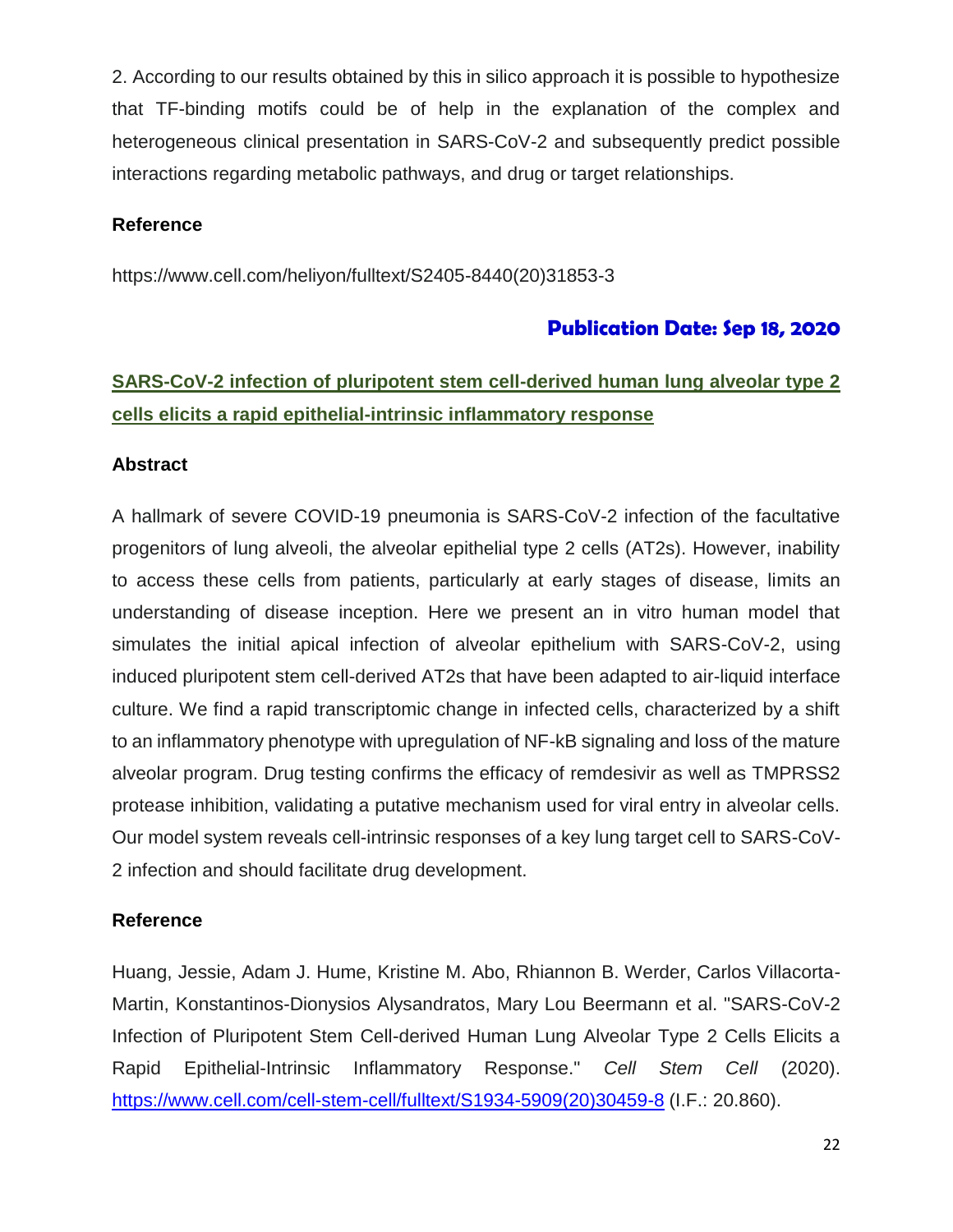2. According to our results obtained by this in silico approach it is possible to hypothesize that TF-binding motifs could be of help in the explanation of the complex and heterogeneous clinical presentation in SARS-CoV-2 and subsequently predict possible interactions regarding metabolic pathways, and drug or target relationships.

**Reference**

https://www.cell.com/heliyon/fulltext/S2405-8440(20)31853-3

**Publication Date: Sep 18, 2020**

## SARS-CoV-2 infection of pluripotent stem cell-derived human lung alveolar type 2 cells elicits a rapid epithelial-intrinsic inflammatory response

**Abstract**

A hallmark of severe COVID-19 pneumonia is SARS-CoV-2 infection of the facultative progenitors of lung alveoli, the alveolar epithelial type 2 cells (AT2s). However, inability to access these cells from patients, particularly at early stages of disease, limits an understanding of disease inception. Here we present an in vitro human model that simulates the initial apical infection of alveolar epithelium with SARS-CoV-2, using induced pluripotent stem cell-derived AT2s that have been adapted to air-liquid interface culture. We find a rapid transcriptomic change in infected cells, characterized by a shift to an inflammatory phenotype with upregulation of NF-kB signaling and loss of the mature alveolar program. Drug testing confirms the efficacy of remdesivir as well as TMPRSS2 protease inhibition, validating a putative mechanism used for viral entry in alveolar cells. Our model system reveals cell-intrinsic responses of a key lung target cell to SARS-CoV-2 infection and should facilitate drug development.

**Reference**

Huang, Jessie, Adam J. Hume, Kristine M. Abo, Rhiannon B. Werder, Carlos Villacorta-Martin, Konstantinos-Dionysios Alysandratos, Mary Lou Beermann et al. "SARS-CoV-2 Infection of Pluripotent Stem Cell-derived Human Lung Alveolar Type 2 Cells Elicits a Rapid Epithelial-Intrinsic Inflammatory Response." *Cell Stem Cell* (2020). https://www.cell.com/cell-stem-cell/fulltext/S1934-5909(20)30459-8 (I.F.: 20.860).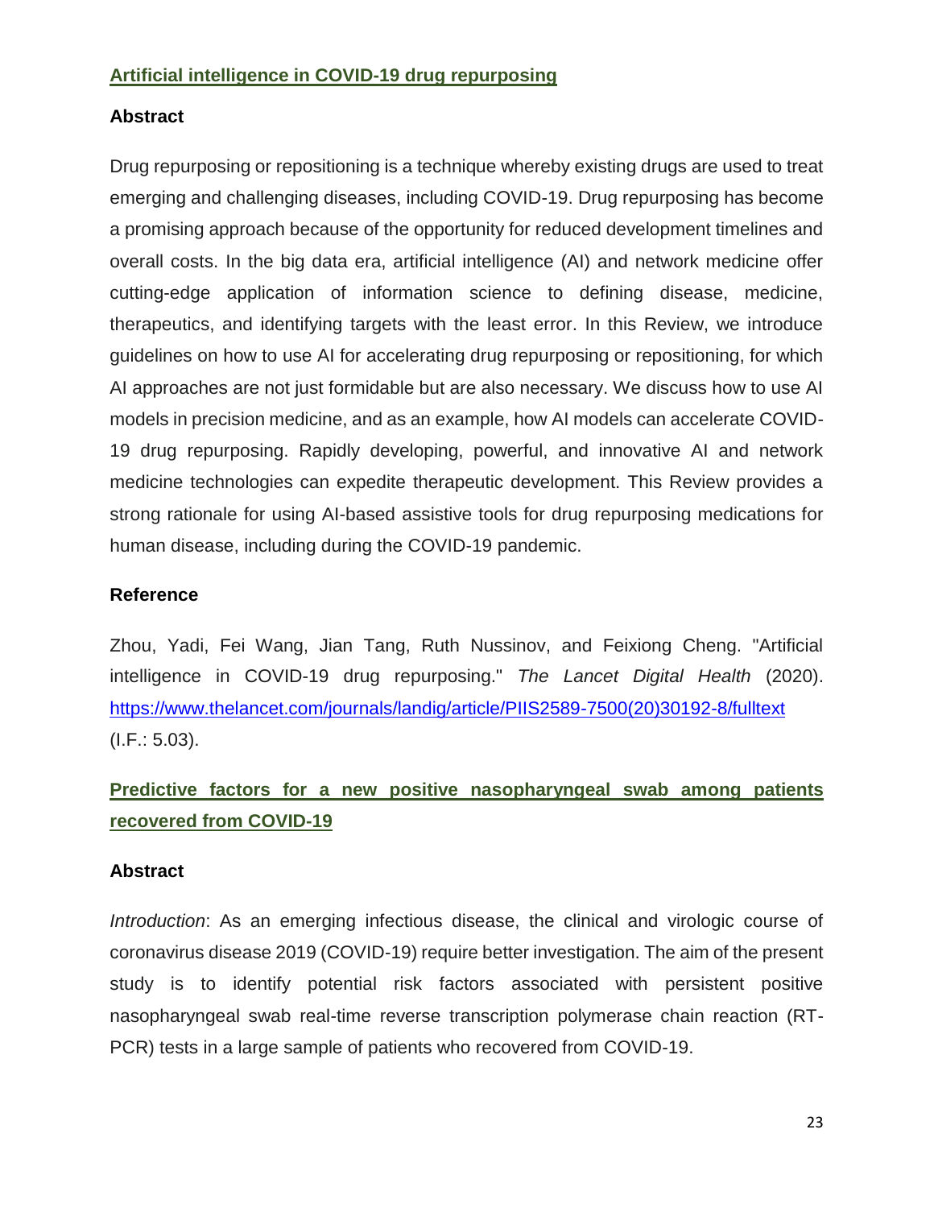## Artificial intelligence in COVID-19 drug repurposing

### Abstract

Drug repurposing or repositioning is a technique whereby existing drugs are used to treat emerging and challenging diseases, including COVID-19. Drug repurposing has become a promising approach because of the opportunity for reduced development timelines and overall costs. In the big data era, artificial intelligence (AI) and network medicine offer cutting-edge application of information science to defining disease, medicine, therapeutics, and identifying targets with the least error. In this Review, we introduce guidelines on how to use AI for accelerating drug repurposing or repositioning, for which AI approaches are not just formidable but are also necessary. We discuss how to use AI models in precision medicine, and as an example, how AI models can accelerate COVID-19 drug repurposing. Rapidly developing, powerful, and innovative AI and network medicine technologies can expedite therapeutic development. This Review provides a strong rationale for using AI-based assistive tools for drug repurposing medications for human disease, including during the COVID-19 pandemic.

### Reference

Zhou, Yadi, Fei Wang, Jian Tang, Ruth Nussinov, and Feixiong Cheng. "Artificial intelligence in COVID-19 drug repurposing." *The Lancet Digital Health* (2020). https://www.thelancet.com/journals/landig/article/PIIS2589-7500(20)30192-8/fulltext (I.F.: 5.03).

## Predictive factors for a new positive nasopharyngeal swab among patients recovered from COVID-19

### Abstract

*Introduction*: As an emerging infectious disease, the clinical and virologic course of coronavirus disease 2019 (COVID-19) require better investigation. The aim of the present study is to identify potential risk factors associated with persistent positive nasopharyngeal swab real-time reverse transcription polymerase chain reaction (RT-PCR) tests in a large sample of patients who recovered from COVID-19.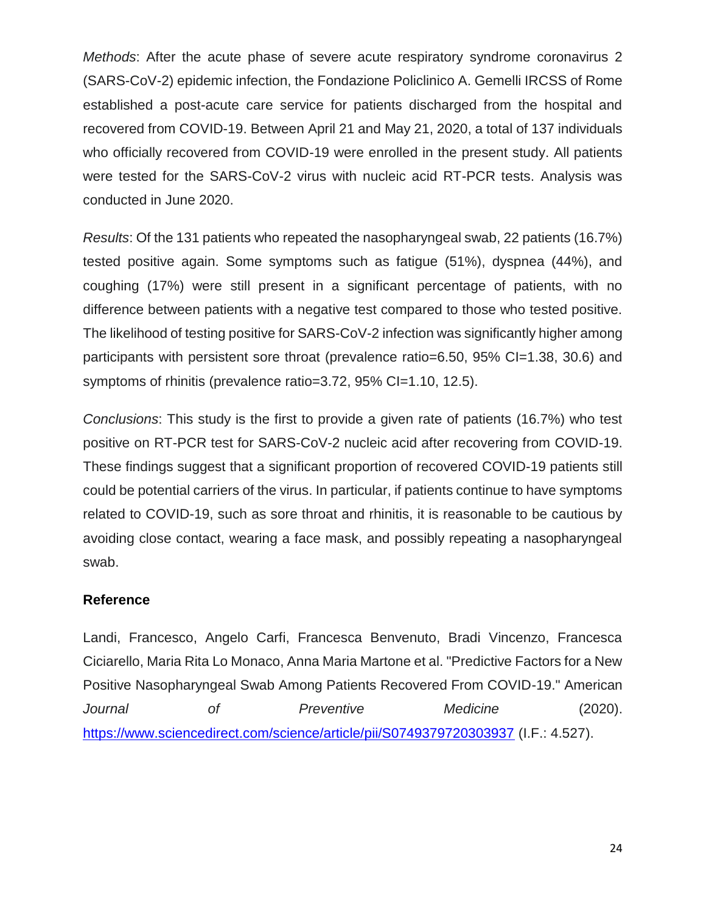*Methods*: After the acute phase of severe acute respiratory syndrome coronavirus 2 (SARS-CoV-2) epidemic infection, the Fondazione Policlinico A. Gemelli IRCSS of Rome established a post-acute care service for patients discharged from the hospital and recovered from COVID-19. Between April 21 and May 21, 2020, a total of 137 individuals who officially recovered from COVID-19 were enrolled in the present study. All patients were tested for the SARS-CoV-2 virus with nucleic acid RT-PCR tests. Analysis was conducted in June 2020.

*Results*: Of the 131 patients who repeated the nasopharyngeal swab, 22 patients (16.7%) tested positive again. Some symptoms such as fatigue (51%), dyspnea (44%), and coughing (17%) were still present in a significant percentage of patients, with no difference between patients with a negative test compared to those who tested positive. The likelihood of testing positive for SARS-CoV-2 infection was significantly higher among participants with persistent sore throat (prevalence ratio=6.50, 95% CI=1.38, 30.6) and symptoms of rhinitis (prevalence ratio=3.72, 95% CI=1.10, 12.5).

*Conclusions*: This study is the first to provide a given rate of patients (16.7%) who test positive on RT-PCR test for SARS-CoV-2 nucleic acid after recovering from COVID-19. These findings suggest that a significant proportion of recovered COVID-19 patients still could be potential carriers of the virus. In particular, if patients continue to have symptoms related to COVID-19, such as sore throat and rhinitis, it is reasonable to be cautious by avoiding close contact, wearing a face mask, and possibly repeating a nasopharyngeal swab.

**Reference**

Landi, Francesco, Angelo Carfi, Francesca Benvenuto, Bradi Vincenzo, Francesca Ciciarello, Maria Rita Lo Monaco, Anna Maria Martone et al. "Predictive Factors for a New Positive Nasopharyngeal Swab Among Patients Recovered From COVID-19." American *Journal of Preventive Medicine* (2020). https://www.sciencedirect.com/science/article/pii/S0749379720303937 (I.F.: 4.527).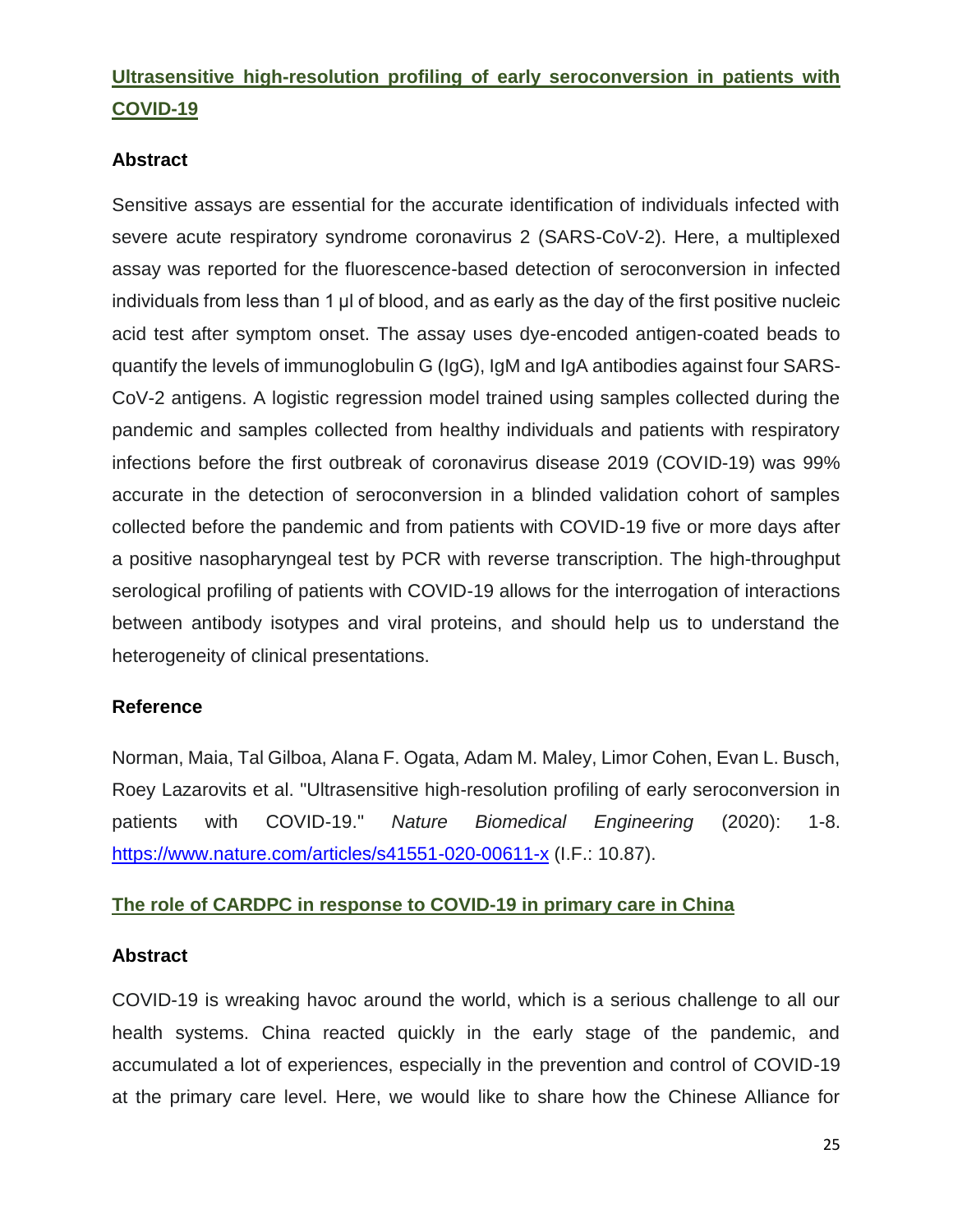## [Ultrasensitive high-resolution profiling of early seroconversion in patients with COVID-19](https://www.nature.com/articles/s41551-020-00611-x)

### Abstract

Sensitive assays are essential for the accurate identification of individuals infected with severe acute respiratory syndrome coronavirus 2 (SARS-CoV-2). Here, a multiplexed assay was reported for the fluorescence-based detection of seroconversion in infected individuals from less than 1 µl of blood, and as early as the day of the first positive nucleic acid test after symptom onset. The assay uses dye-encoded antigen-coated beads to quantify the levels of immunoglobulin G (IgG), IgM and IgA antibodies against four SARS-CoV-2 antigens. A logistic regression model trained using samples collected during the pandemic and samples collected from healthy individuals and patients with respiratory infections before the first outbreak of coronavirus disease 2019 (COVID-19) was 99% accurate in the detection of seroconversion in a blinded validation cohort of samples collected before the pandemic and from patients with COVID-19 five or more days after a positive nasopharyngeal test by PCR with reverse transcription. The high-throughput serological profiling of patients with COVID-19 allows for the interrogation of interactions between antibody isotypes and viral proteins, and should help us to understand the heterogeneity of clinical presentations.

### Reference

Norman, Maia, Tal Gilboa, Alana F. Ogata, Adam M. Maley, Limor Cohen, Evan L. Busch, Roey Lazarovits et al. "Ultrasensitive high-resolution profiling of early seroconversion in patients with COVID-19." *Nature Biomedical Engineering* (2020): 1-8. https://www.nature.com/articles/s41551-020-00611-x (I.F.: 10.87).

## The role of CARDPC in response to COVID-19 in primary care in China

### Abstract

COVID-19 is wreaking havoc around the world, which is a serious challenge to all our health systems. China reacted quickly in the early stage of the pandemic, and accumulated a lot of experiences, especially in the prevention and control of COVID-19 at the primary care level. Here, we would like to share how the Chinese Alliance for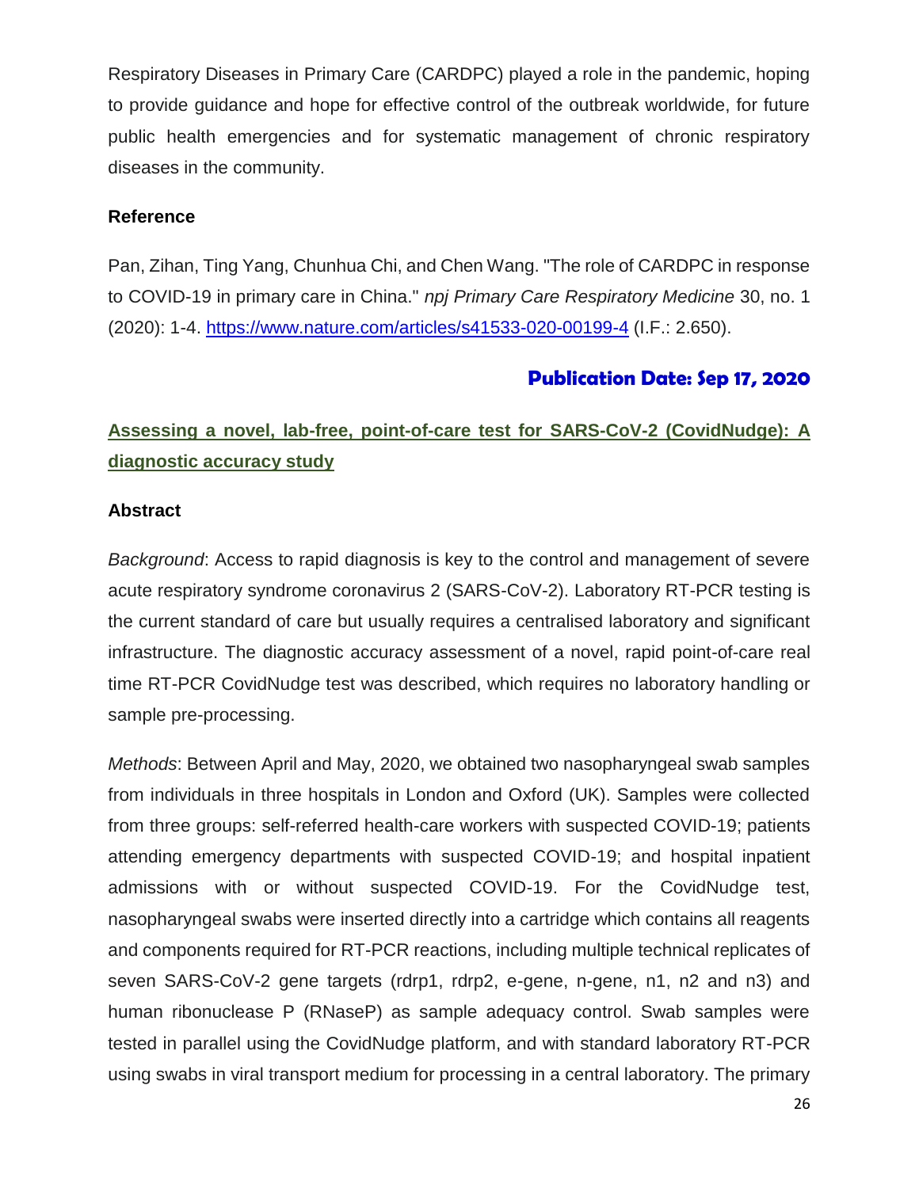Respiratory Diseases in Primary Care (CARDPC) played a role in the pandemic, hoping to provide guidance and hope for effective control of the outbreak worldwide, for future public health emergencies and for systematic management of chronic respiratory diseases in the community.

**Reference**

Pan, Zihan, Ting Yang, Chunhua Chi, and Chen Wang. "The role of CARDPC in response to COVID-19 in primary care in China." *npj Primary Care Respiratory Medicine* 30, no. 1 (2020): 1-4. https://www.nature.com/articles/s41533-020-00199-4 (I.F.: 2.650).

**Publication Date: Sep 17, 2020**

## Assessing a novel, lab-free, point-of-care test for SARS-CoV-2 (CovidNudge): A diagnostic accuracy study

**Abstract**

*Background*: Access to rapid diagnosis is key to the control and management of severe acute respiratory syndrome coronavirus 2 (SARS-CoV-2). Laboratory RT-PCR testing is the current standard of care but usually requires a centralised laboratory and significant infrastructure. The diagnostic accuracy assessment of a novel, rapid point-of-care real time RT-PCR CovidNudge test was described, which requires no laboratory handling or sample pre-processing.

*Methods*: Between April and May, 2020, we obtained two nasopharyngeal swab samples from individuals in three hospitals in London and Oxford (UK). Samples were collected from three groups: self-referred health-care workers with suspected COVID-19; patients attending emergency departments with suspected COVID-19; and hospital inpatient admissions with or without suspected COVID-19. For the CovidNudge test, nasopharyngeal swabs were inserted directly into a cartridge which contains all reagents and components required for RT-PCR reactions, including multiple technical replicates of seven SARS-CoV-2 gene targets (rdrp1, rdrp2, e-gene, n-gene, n1, n2 and n3) and human ribonuclease P (RNaseP) as sample adequacy control. Swab samples were tested in parallel using the CovidNudge platform, and with standard laboratory RT-PCR using swabs in viral transport medium for processing in a central laboratory. The primary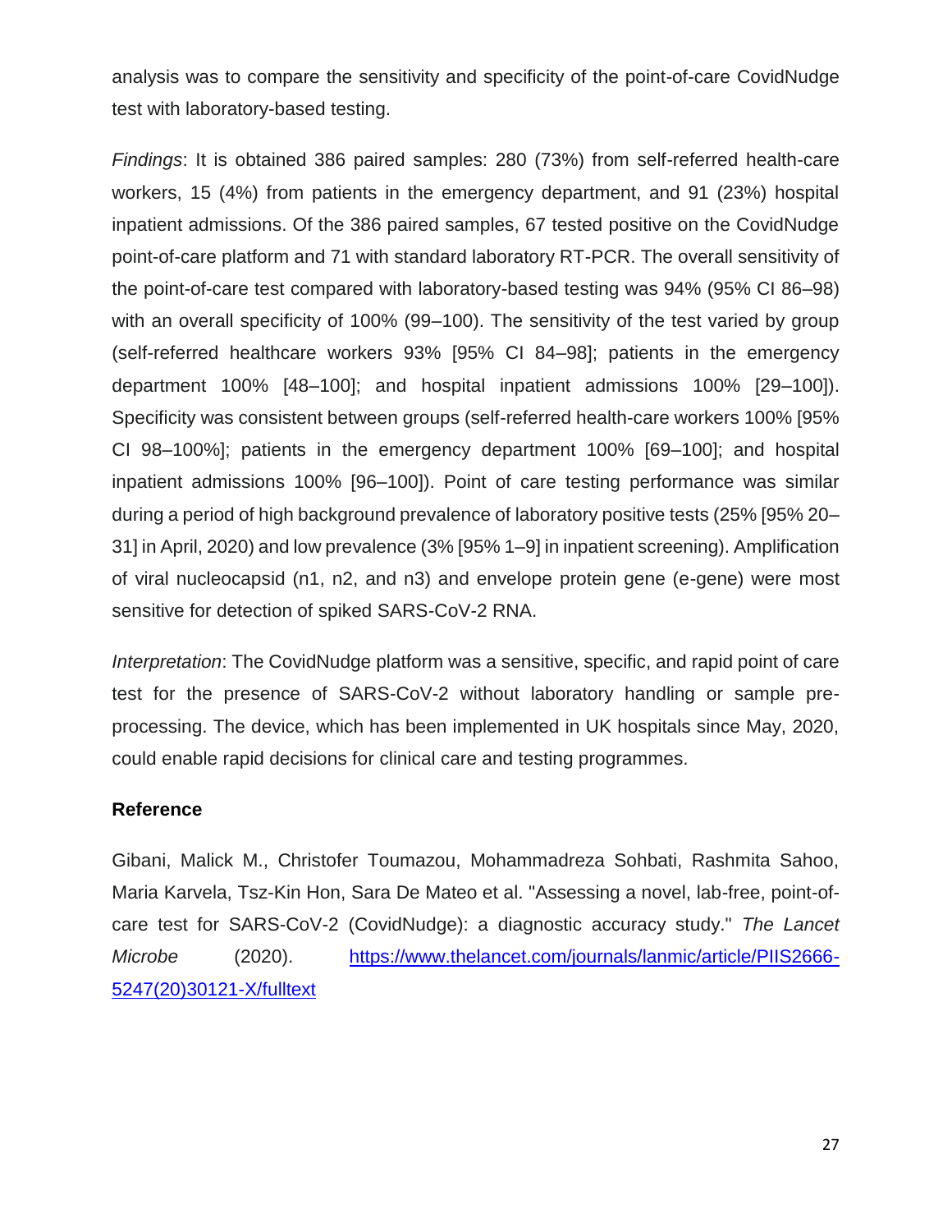analysis was to compare the sensitivity and specificity of the point-of-care CovidNudge test with laboratory-based testing.

*Findings*: It is obtained 386 paired samples: 280 (73%) from self-referred health-care workers, 15 (4%) from patients in the emergency department, and 91 (23%) hospital inpatient admissions. Of the 386 paired samples, 67 tested positive on the CovidNudge point-of-care platform and 71 with standard laboratory RT-PCR. The overall sensitivity of the point-of-care test compared with laboratory-based testing was 94% (95% CI 86–98) with an overall specificity of 100% (99–100). The sensitivity of the test varied by group (self-referred healthcare workers 93% [95% CI 84–98]; patients in the emergency department 100% [48–100]; and hospital inpatient admissions 100% [29–100]). Specificity was consistent between groups (self-referred health-care workers 100% [95% CI 98–100%]; patients in the emergency department 100% [69–100]; and hospital inpatient admissions 100% [96–100]). Point of care testing performance was similar during a period of high background prevalence of laboratory positive tests (25% [95% 20–31] in April, 2020) and low prevalence (3% [95% 1–9] in inpatient screening). Amplification of viral nucleocapsid (n1, n2, and n3) and envelope protein gene (e-gene) were most sensitive for detection of spiked SARS-CoV-2 RNA.

*Interpretation*: The CovidNudge platform was a sensitive, specific, and rapid point of care test for the presence of SARS-CoV-2 without laboratory handling or sample pre-processing. The device, which has been implemented in UK hospitals since May, 2020, could enable rapid decisions for clinical care and testing programmes.

**Reference**

Gibani, Malick M., Christofer Toumazou, Mohammadreza Sohbati, Rashmita Sahoo, Maria Karvela, Tsz-Kin Hon, Sara De Mateo et al. "Assessing a novel, lab-free, point-of-care test for SARS-CoV-2 (CovidNudge): a diagnostic accuracy study." *The Lancet Microbe* (2020). https://www.thelancet.com/journals/lanmic/article/PIIS2666-5247(20)30121-X/fulltext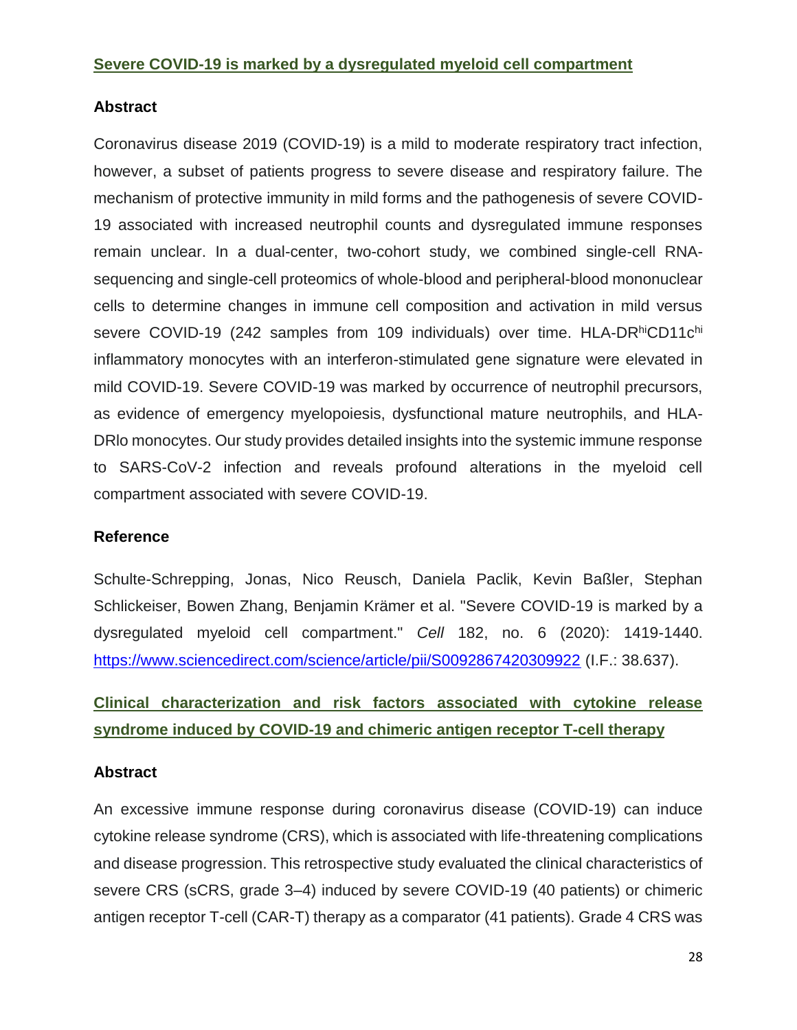## [Severe COVID-19 is marked by a dysregulated myeloid cell compartment](https://www.sciencedirect.com/science/article/pii/S0092867420309922)

### Abstract

Coronavirus disease 2019 (COVID-19) is a mild to moderate respiratory tract infection, however, a subset of patients progress to severe disease and respiratory failure. The mechanism of protective immunity in mild forms and the pathogenesis of severe COVID-19 associated with increased neutrophil counts and dysregulated immune responses remain unclear. In a dual-center, two-cohort study, we combined single-cell RNA-sequencing and single-cell proteomics of whole-blood and peripheral-blood mononuclear cells to determine changes in immune cell composition and activation in mild versus severe COVID-19 (242 samples from 109 individuals) over time. HLA-DR$^{hi}$CD11c$^{hi}$ inflammatory monocytes with an interferon-stimulated gene signature were elevated in mild COVID-19. Severe COVID-19 was marked by occurrence of neutrophil precursors, as evidence of emergency myelopoiesis, dysfunctional mature neutrophils, and HLA-DRlo monocytes. Our study provides detailed insights into the systemic immune response to SARS-CoV-2 infection and reveals profound alterations in the myeloid cell compartment associated with severe COVID-19.

### Reference

Schulte-Schrepping, Jonas, Nico Reusch, Daniela Paclik, Kevin Baßler, Stephan Schlickeiser, Bowen Zhang, Benjamin Krämer et al. "Severe COVID-19 is marked by a dysregulated myeloid cell compartment." *Cell* 182, no. 6 (2020): 1419-1440. https://www.sciencedirect.com/science/article/pii/S0092867420309922 (I.F.: 38.637).

## Clinical characterization and risk factors associated with cytokine release syndrome induced by COVID-19 and chimeric antigen receptor T-cell therapy

### Abstract

An excessive immune response during coronavirus disease (COVID-19) can induce cytokine release syndrome (CRS), which is associated with life-threatening complications and disease progression. This retrospective study evaluated the clinical characteristics of severe CRS (sCRS, grade 3–4) induced by severe COVID-19 (40 patients) or chimeric antigen receptor T-cell (CAR-T) therapy as a comparator (41 patients). Grade 4 CRS was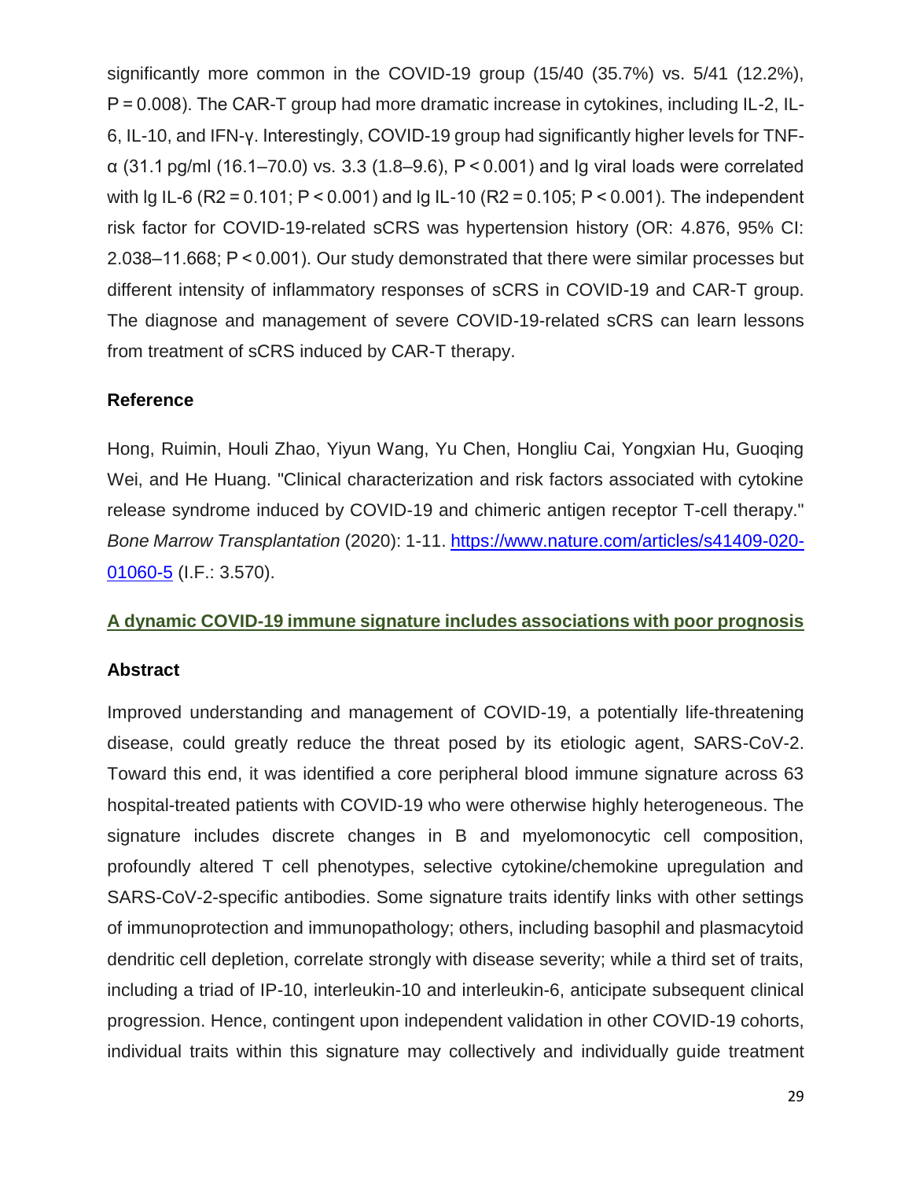significantly more common in the COVID-19 group (15/40 (35.7%) vs. 5/41 (12.2%), $P = 0.008$). The CAR-T group had more dramatic increase in cytokines, including IL-2, IL-6, IL-10, and IFN-γ. Interestingly, COVID-19 group had significantly higher levels for TNF-α (31.1 pg/ml (16.1–70.0) vs. 3.3 (1.8–9.6), $P < 0.001$) and lg viral loads were correlated with lg IL-6 ($R^2 = 0.101$; $P < 0.001$) and lg IL-10 ($R^2 = 0.105$; $P < 0.001$). The independent risk factor for COVID-19-related sCRS was hypertension history (OR: 4.876, 95% CI: 2.038–11.668; $P < 0.001$). Our study demonstrated that there were similar processes but different intensity of inflammatory responses of sCRS in COVID-19 and CAR-T group. The diagnose and management of severe COVID-19-related sCRS can learn lessons from treatment of sCRS induced by CAR-T therapy.

**Reference**

Hong, Ruimin, Houli Zhao, Yiyun Wang, Yu Chen, Hongliu Cai, Yongxian Hu, Guoqing Wei, and He Huang. "Clinical characterization and risk factors associated with cytokine release syndrome induced by COVID-19 and chimeric antigen receptor T-cell therapy." *Bone Marrow Transplantation* (2020): 1-11. [https://www.nature.com/articles/s41409-020-01060-5](https://www.nature.com/articles/s41409-020-01060-5) (I.F.: 3.570).

## A dynamic COVID-19 immune signature includes associations with poor prognosis

**Abstract**

Improved understanding and management of COVID-19, a potentially life-threatening disease, could greatly reduce the threat posed by its etiologic agent, SARS-CoV-2. Toward this end, it was identified a core peripheral blood immune signature across 63 hospital-treated patients with COVID-19 who were otherwise highly heterogeneous. The signature includes discrete changes in B and myelomonocytic cell composition, profoundly altered T cell phenotypes, selective cytokine/chemokine upregulation and SARS-CoV-2-specific antibodies. Some signature traits identify links with other settings of immunoprotection and immunopathology; others, including basophil and plasmacytoid dendritic cell depletion, correlate strongly with disease severity; while a third set of traits, including a triad of IP-10, interleukin-10 and interleukin-6, anticipate subsequent clinical progression. Hence, contingent upon independent validation in other COVID-19 cohorts, individual traits within this signature may collectively and individually guide treatment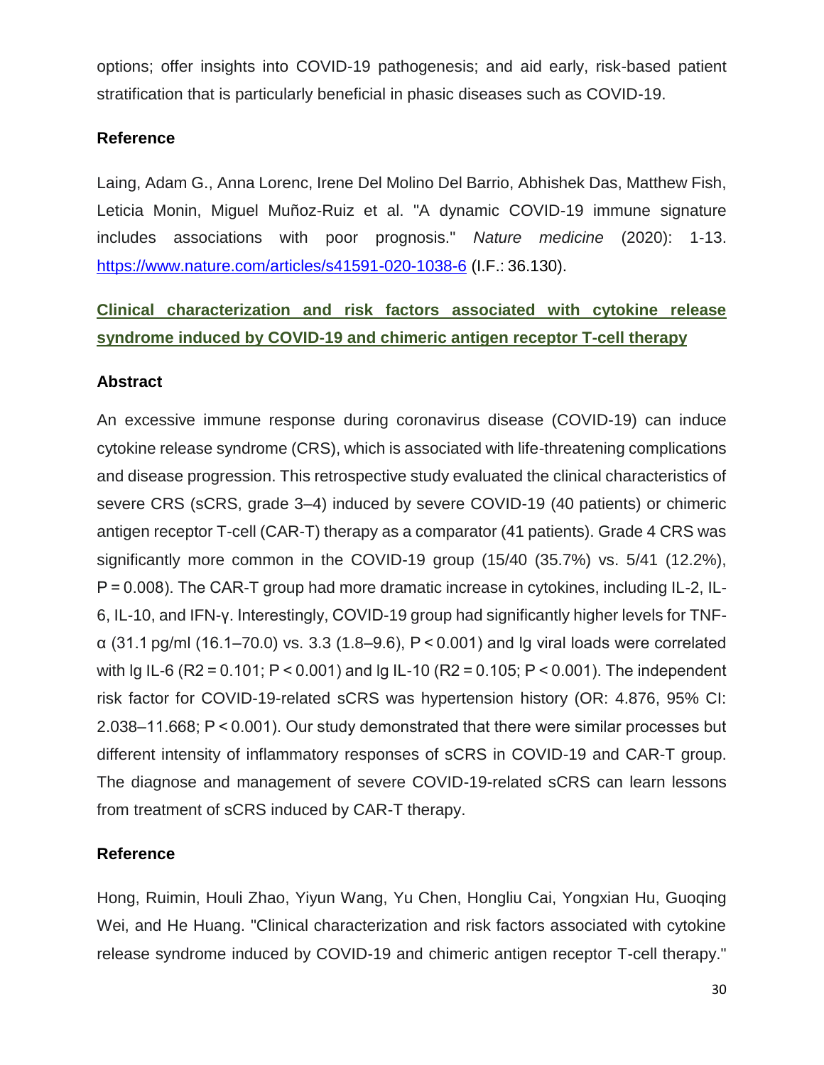options; offer insights into COVID-19 pathogenesis; and aid early, risk-based patient stratification that is particularly beneficial in phasic diseases such as COVID-19.

### Reference

Laing, Adam G., Anna Lorenc, Irene Del Molino Del Barrio, Abhishek Das, Matthew Fish, Leticia Monin, Miguel Muñoz-Ruiz et al. "A dynamic COVID-19 immune signature includes associations with poor prognosis." *Nature medicine* (2020): 1-13. https://www.nature.com/articles/s41591-020-1038-6 (I.F.: 36.130).

## Clinical characterization and risk factors associated with cytokine release syndrome induced by COVID-19 and chimeric antigen receptor T-cell therapy

### Abstract

An excessive immune response during coronavirus disease (COVID-19) can induce cytokine release syndrome (CRS), which is associated with life-threatening complications and disease progression. This retrospective study evaluated the clinical characteristics of severe CRS (sCRS, grade 3–4) induced by severe COVID-19 (40 patients) or chimeric antigen receptor T-cell (CAR-T) therapy as a comparator (41 patients). Grade 4 CRS was significantly more common in the COVID-19 group (15/40 (35.7%) vs. 5/41 (12.2%), $P = 0.008$). The CAR-T group had more dramatic increase in cytokines, including IL-2, IL-6, IL-10, and IFN-γ. Interestingly, COVID-19 group had significantly higher levels for TNF-α (31.1 pg/ml (16.1–70.0) vs. 3.3 (1.8–9.6), $P < 0.001$) and lg viral loads were correlated with lg IL-6 ($R^2 = 0.101$; $P < 0.001$) and lg IL-10 ($R^2 = 0.105$; $P < 0.001$). The independent risk factor for COVID-19-related sCRS was hypertension history (OR: 4.876, 95% CI: 2.038–11.668; $P < 0.001$). Our study demonstrated that there were similar processes but different intensity of inflammatory responses of sCRS in COVID-19 and CAR-T group. The diagnose and management of severe COVID-19-related sCRS can learn lessons from treatment of sCRS induced by CAR-T therapy.

### Reference

Hong, Ruimin, Houli Zhao, Yiyun Wang, Yu Chen, Hongliu Cai, Yongxian Hu, Guoqing Wei, and He Huang. "Clinical characterization and risk factors associated with cytokine release syndrome induced by COVID-19 and chimeric antigen receptor T-cell therapy."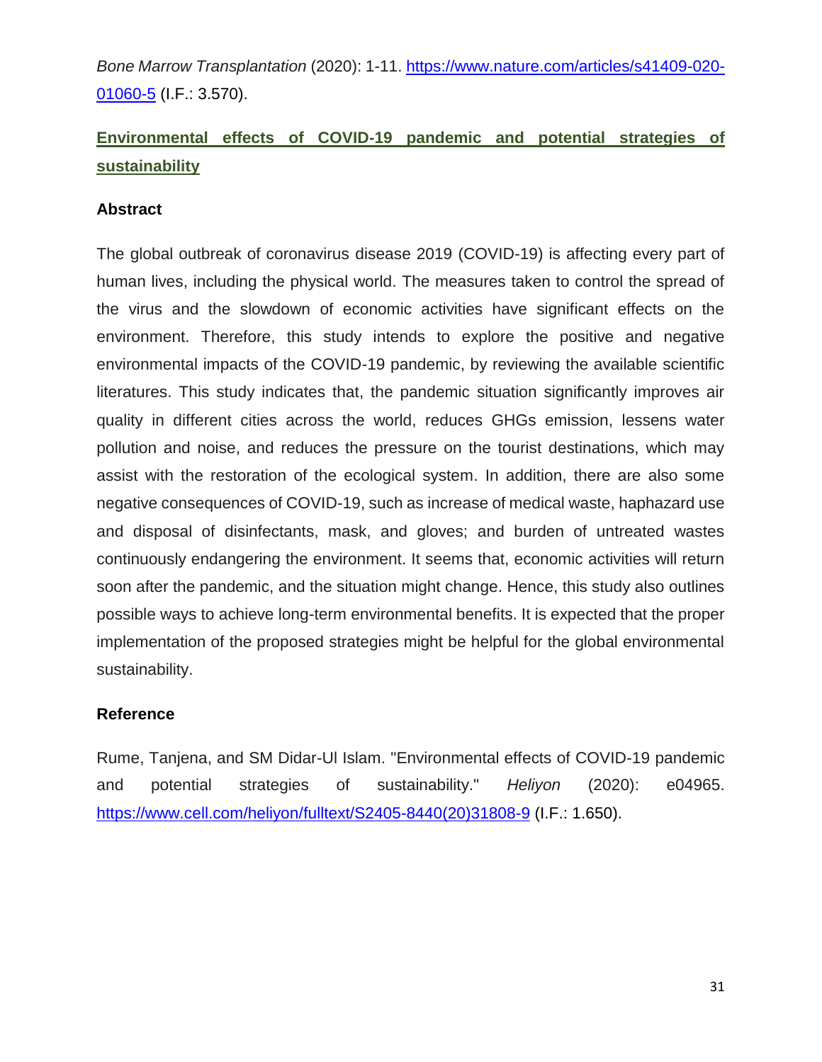*Bone Marrow Transplantation* (2020): 1-11. https://www.nature.com/articles/s41409-020-01060-5 (I.F.: 3.570).

## Environmental effects of COVID-19 pandemic and potential strategies of sustainability

### Abstract

The global outbreak of coronavirus disease 2019 (COVID-19) is affecting every part of human lives, including the physical world. The measures taken to control the spread of the virus and the slowdown of economic activities have significant effects on the environment. Therefore, this study intends to explore the positive and negative environmental impacts of the COVID-19 pandemic, by reviewing the available scientific literatures. This study indicates that, the pandemic situation significantly improves air quality in different cities across the world, reduces GHGs emission, lessens water pollution and noise, and reduces the pressure on the tourist destinations, which may assist with the restoration of the ecological system. In addition, there are also some negative consequences of COVID-19, such as increase of medical waste, haphazard use and disposal of disinfectants, mask, and gloves; and burden of untreated wastes continuously endangering the environment. It seems that, economic activities will return soon after the pandemic, and the situation might change. Hence, this study also outlines possible ways to achieve long-term environmental benefits. It is expected that the proper implementation of the proposed strategies might be helpful for the global environmental sustainability.

### Reference

Rume, Tanjena, and SM Didar-Ul Islam. "Environmental effects of COVID-19 pandemic and potential strategies of sustainability." *Heliyon* (2020): e04965. https://www.cell.com/heliyon/fulltext/S2405-8440(20)31808-9 (I.F.: 1.650).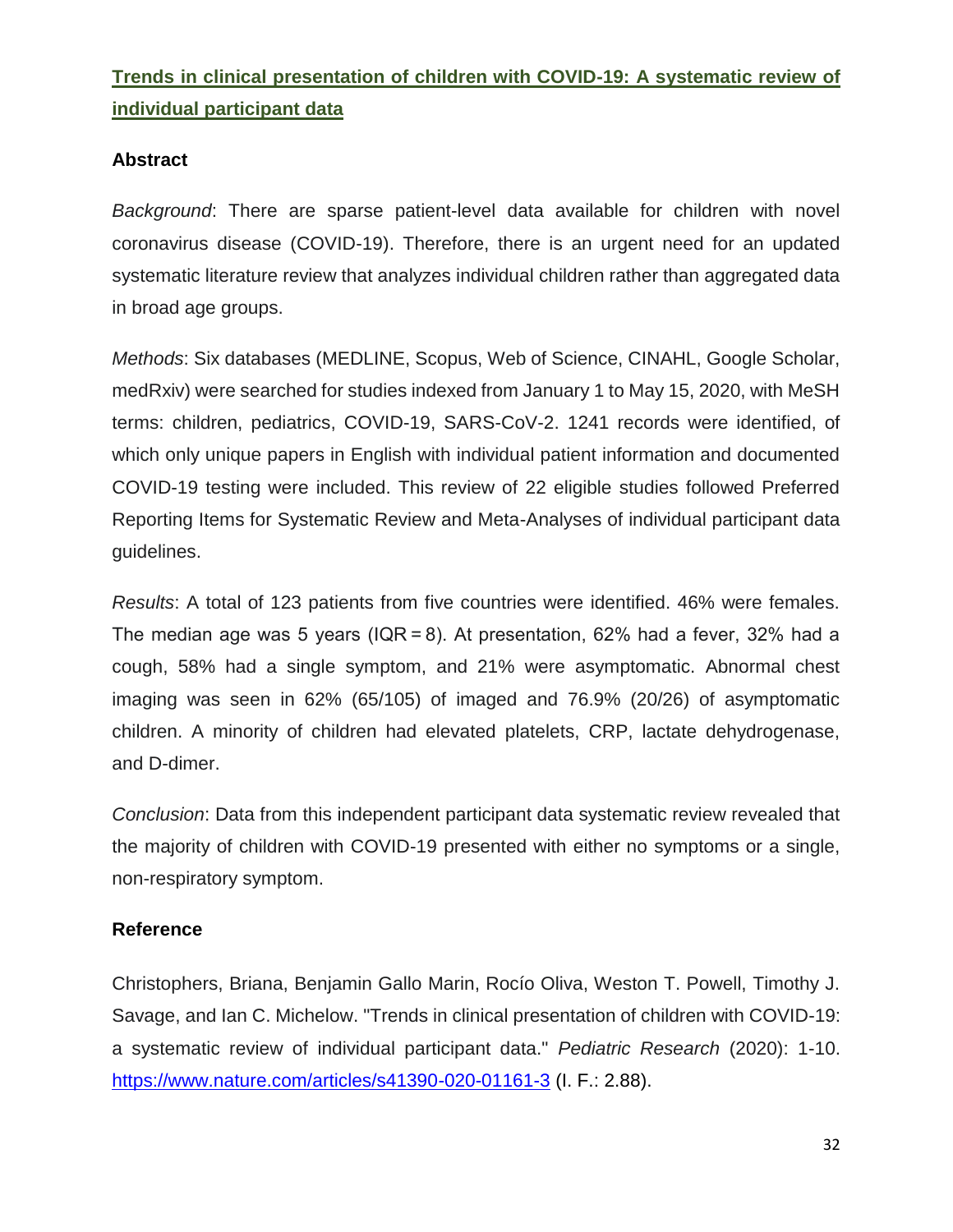## [Trends in clinical presentation of children with COVID-19: A systematic review of individual participant data](https://www.nature.com/articles/s41390-020-01161-3)

### Abstract

*Background*: There are sparse patient-level data available for children with novel coronavirus disease (COVID-19). Therefore, there is an urgent need for an updated systematic literature review that analyzes individual children rather than aggregated data in broad age groups.

*Methods*: Six databases (MEDLINE, Scopus, Web of Science, CINAHL, Google Scholar, medRxiv) were searched for studies indexed from January 1 to May 15, 2020, with MeSH terms: children, pediatrics, COVID-19, SARS-CoV-2. 1241 records were identified, of which only unique papers in English with individual patient information and documented COVID-19 testing were included. This review of 22 eligible studies followed Preferred Reporting Items for Systematic Review and Meta-Analyses of individual participant data guidelines.

*Results*: A total of 123 patients from five countries were identified. 46% were females. The median age was 5 years (IQR = 8). At presentation, 62% had a fever, 32% had a cough, 58% had a single symptom, and 21% were asymptomatic. Abnormal chest imaging was seen in 62% (65/105) of imaged and 76.9% (20/26) of asymptomatic children. A minority of children had elevated platelets, CRP, lactate dehydrogenase, and D-dimer.

*Conclusion*: Data from this independent participant data systematic review revealed that the majority of children with COVID-19 presented with either no symptoms or a single, non-respiratory symptom.

### Reference

Christophers, Briana, Benjamin Gallo Marin, Rocío Oliva, Weston T. Powell, Timothy J. Savage, and Ian C. Michelow. "Trends in clinical presentation of children with COVID-19: a systematic review of individual participant data." *Pediatric Research* (2020): 1-10. https://www.nature.com/articles/s41390-020-01161-3 (I. F.: 2.88).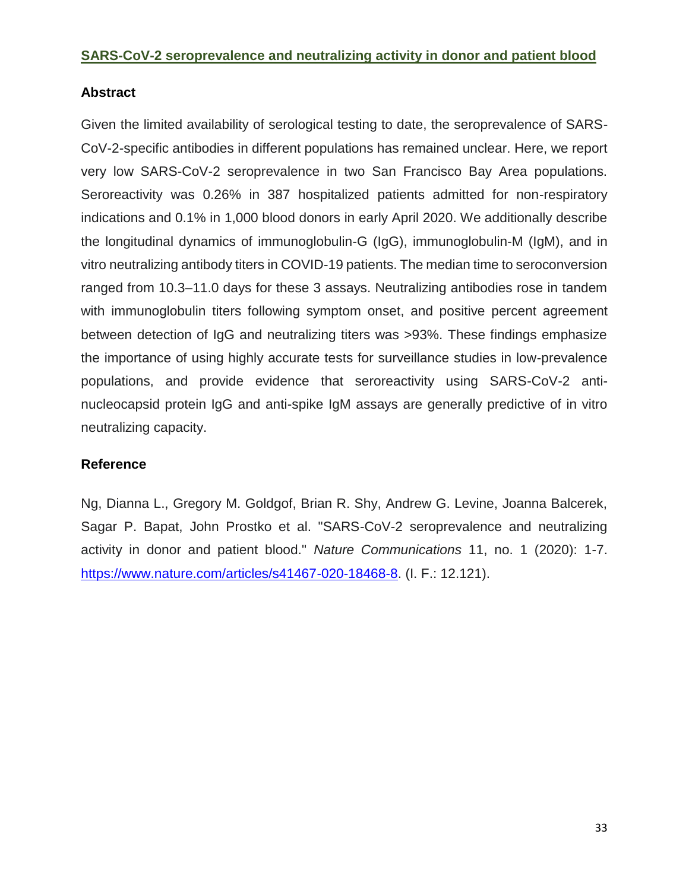## SARS-CoV-2 seroprevalence and neutralizing activity in donor and patient blood

### Abstract

Given the limited availability of serological testing to date, the seroprevalence of SARS-CoV-2-specific antibodies in different populations has remained unclear. Here, we report very low SARS-CoV-2 seroprevalence in two San Francisco Bay Area populations. Seroreactivity was 0.26% in 387 hospitalized patients admitted for non-respiratory indications and 0.1% in 1,000 blood donors in early April 2020. We additionally describe the longitudinal dynamics of immunoglobulin-G (IgG), immunoglobulin-M (IgM), and in vitro neutralizing antibody titers in COVID-19 patients. The median time to seroconversion ranged from 10.3–11.0 days for these 3 assays. Neutralizing antibodies rose in tandem with immunoglobulin titers following symptom onset, and positive percent agreement between detection of IgG and neutralizing titers was >93%. These findings emphasize the importance of using highly accurate tests for surveillance studies in low-prevalence populations, and provide evidence that seroreactivity using SARS-CoV-2 anti-nucleocapsid protein IgG and anti-spike IgM assays are generally predictive of in vitro neutralizing capacity.

### Reference

Ng, Dianna L., Gregory M. Goldgof, Brian R. Shy, Andrew G. Levine, Joanna Balcerek, Sagar P. Bapat, John Prostko et al. "SARS-CoV-2 seroprevalence and neutralizing activity in donor and patient blood." *Nature Communications* 11, no. 1 (2020): 1-7. https://www.nature.com/articles/s41467-020-18468-8. (I. F.: 12.121).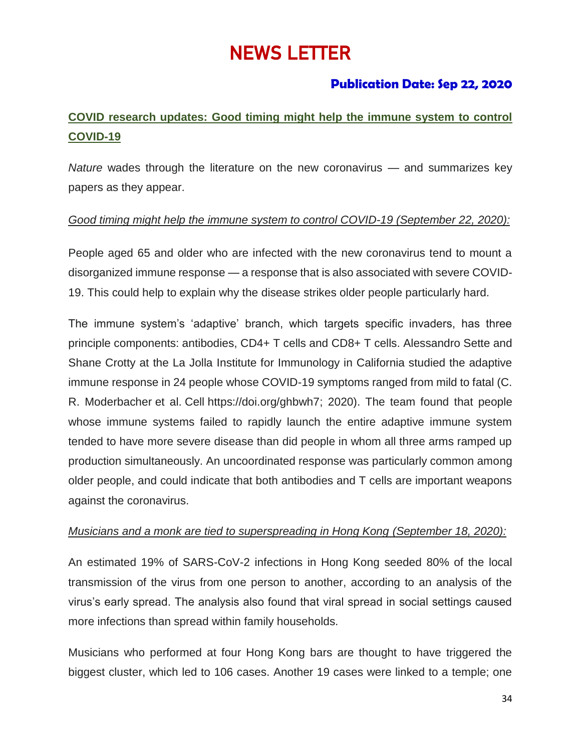# NEWS LETTER

### Publication Date: Sep 22, 2020

## COVID research updates: Good timing might help the immune system to control COVID-19

*Nature* wades through the literature on the new coronavirus — and summarizes key papers as they appear.

*Good timing might help the immune system to control COVID-19 (September 22, 2020):*

People aged 65 and older who are infected with the new coronavirus tend to mount a disorganized immune response — a response that is also associated with severe COVID-19. This could help to explain why the disease strikes older people particularly hard.

The immune system's 'adaptive' branch, which targets specific invaders, has three principle components: antibodies, CD4+ T cells and CD8+ T cells. Alessandro Sette and Shane Crotty at the La Jolla Institute for Immunology in California studied the adaptive immune response in 24 people whose COVID-19 symptoms ranged from mild to fatal (C. R. Moderbacher et al. Cell https://doi.org/ghbwh7; 2020). The team found that people whose immune systems failed to rapidly launch the entire adaptive immune system tended to have more severe disease than did people in whom all three arms ramped up production simultaneously. An uncoordinated response was particularly common among older people, and could indicate that both antibodies and T cells are important weapons against the coronavirus.

*Musicians and a monk are tied to superspreading in Hong Kong (September 18, 2020):*

An estimated 19% of SARS-CoV-2 infections in Hong Kong seeded 80% of the local transmission of the virus from one person to another, according to an analysis of the virus's early spread. The analysis also found that viral spread in social settings caused more infections than spread within family households.

Musicians who performed at four Hong Kong bars are thought to have triggered the biggest cluster, which led to 106 cases. Another 19 cases were linked to a temple; one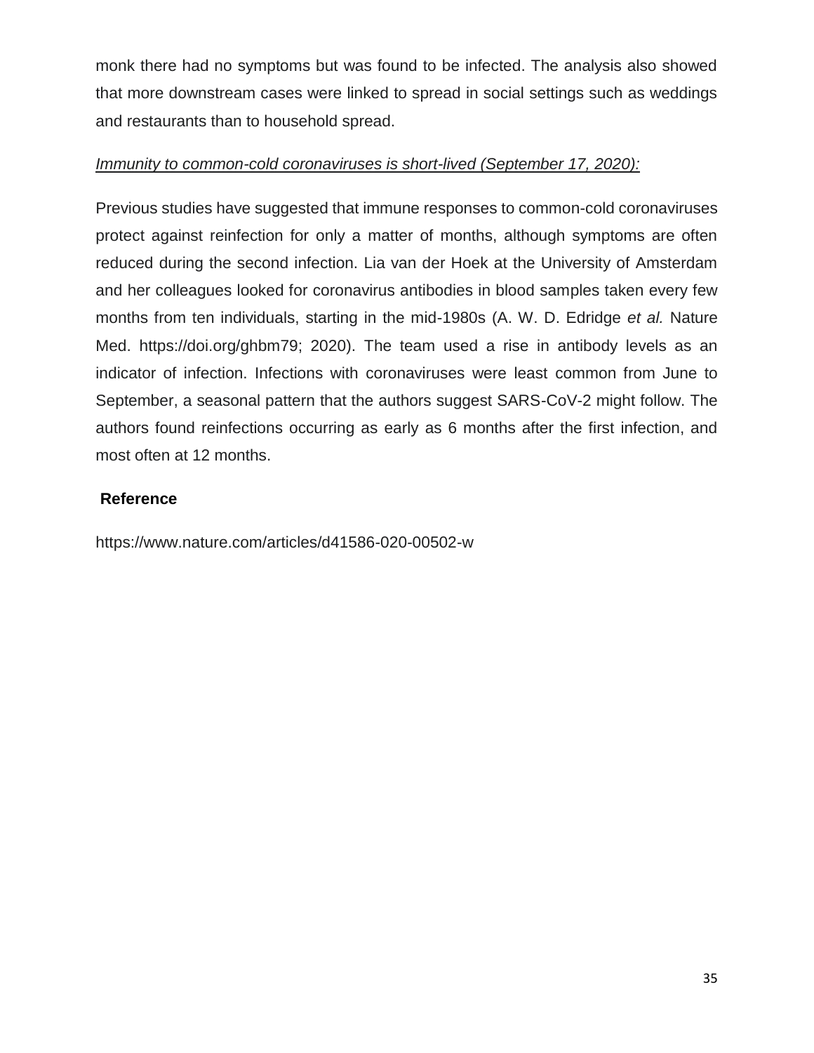monk there had no symptoms but was found to be infected. The analysis also showed that more downstream cases were linked to spread in social settings such as weddings and restaurants than to household spread.

*Immunity to common-cold coronaviruses is short-lived (September 17, 2020):*

Previous studies have suggested that immune responses to common-cold coronaviruses protect against reinfection for only a matter of months, although symptoms are often reduced during the second infection. Lia van der Hoek at the University of Amsterdam and her colleagues looked for coronavirus antibodies in blood samples taken every few months from ten individuals, starting in the mid-1980s (A. W. D. Edridge *et al.* Nature Med. https://doi.org/ghbm79; 2020). The team used a rise in antibody levels as an indicator of infection. Infections with coronaviruses were least common from June to September, a seasonal pattern that the authors suggest SARS-CoV-2 might follow. The authors found reinfections occurring as early as 6 months after the first infection, and most often at 12 months.

**Reference**

https://www.nature.com/articles/d41586-020-00502-w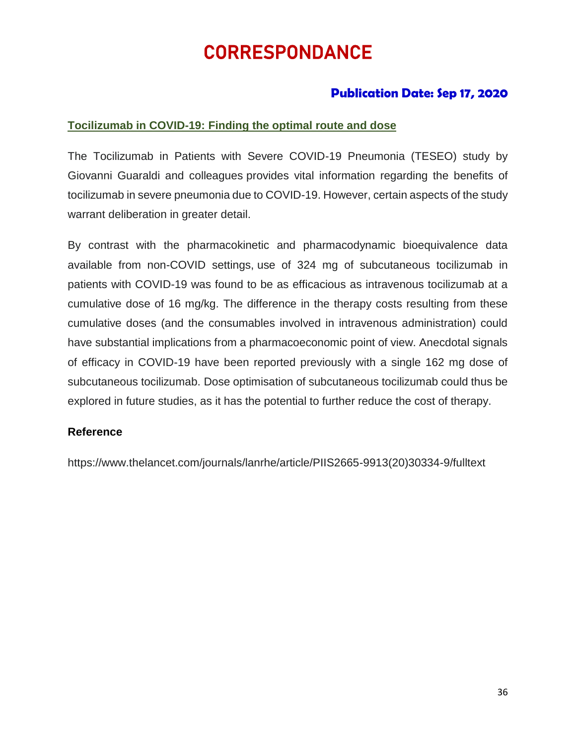# CORRESPONDANCE

**Publication Date: Sep 17, 2020**

## Tocilizumab in COVID-19: Finding the optimal route and dose

The Tocilizumab in Patients with Severe COVID-19 Pneumonia (TESEO) study by Giovanni Guaraldi and colleagues provides vital information regarding the benefits of tocilizumab in severe pneumonia due to COVID-19. However, certain aspects of the study warrant deliberation in greater detail.

By contrast with the pharmacokinetic and pharmacodynamic bioequivalence data available from non-COVID settings, use of 324 mg of subcutaneous tocilizumab in patients with COVID-19 was found to be as efficacious as intravenous tocilizumab at a cumulative dose of 16 mg/kg. The difference in the therapy costs resulting from these cumulative doses (and the consumables involved in intravenous administration) could have substantial implications from a pharmacoeconomic point of view. Anecdotal signals of efficacy in COVID-19 have been reported previously with a single 162 mg dose of subcutaneous tocilizumab. Dose optimisation of subcutaneous tocilizumab could thus be explored in future studies, as it has the potential to further reduce the cost of therapy.

**Reference**

https://www.thelancet.com/journals/lanrhe/article/PIIS2665-9913(20)30334-9/fulltext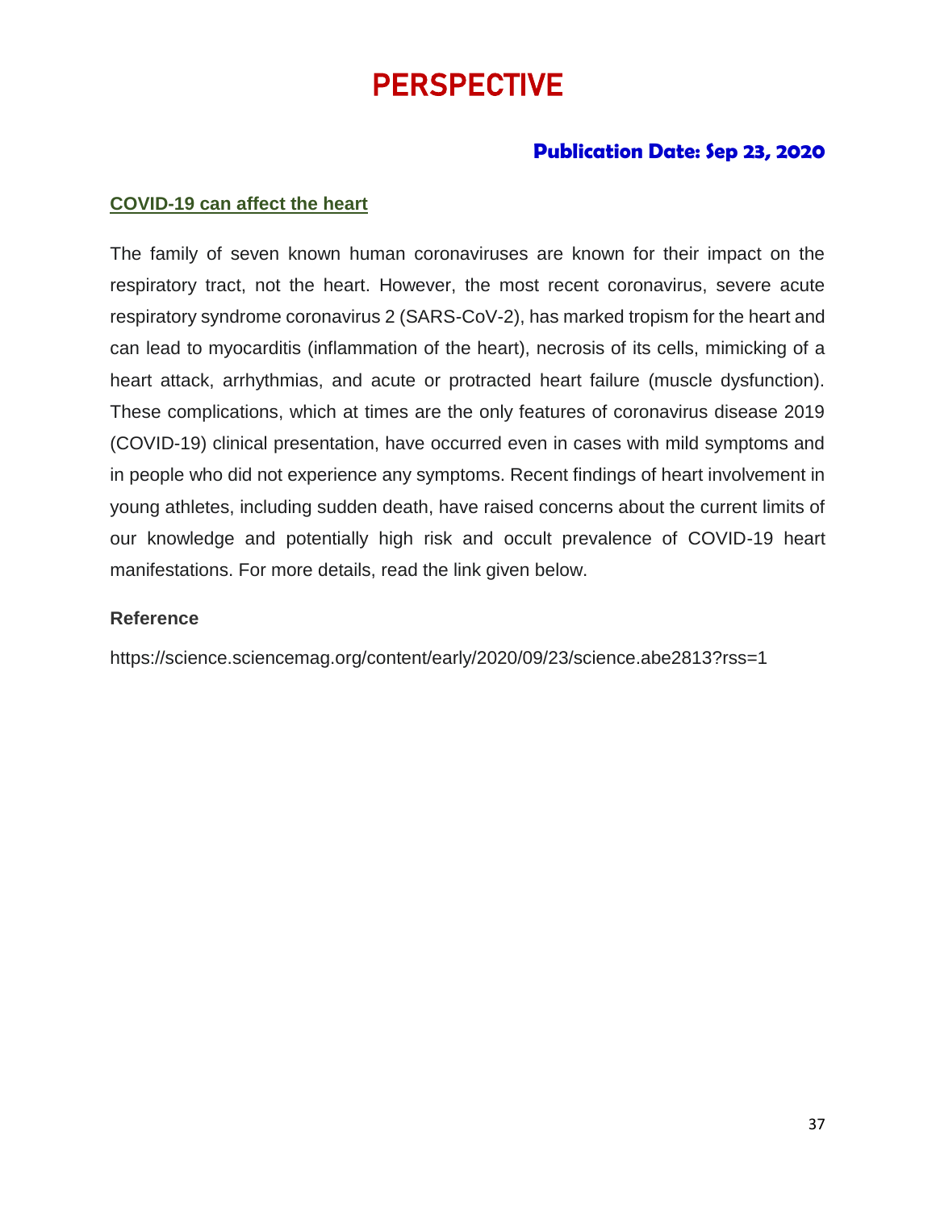# PERSPECTIVE

**Publication Date: Sep 23, 2020**

## COVID-19 can affect the heart

The family of seven known human coronaviruses are known for their impact on the respiratory tract, not the heart. However, the most recent coronavirus, severe acute respiratory syndrome coronavirus 2 (SARS-CoV-2), has marked tropism for the heart and can lead to myocarditis (inflammation of the heart), necrosis of its cells, mimicking of a heart attack, arrhythmias, and acute or protracted heart failure (muscle dysfunction). These complications, which at times are the only features of coronavirus disease 2019 (COVID-19) clinical presentation, have occurred even in cases with mild symptoms and in people who did not experience any symptoms. Recent findings of heart involvement in young athletes, including sudden death, have raised concerns about the current limits of our knowledge and potentially high risk and occult prevalence of COVID-19 heart manifestations. For more details, read the link given below.

**Reference**

https://science.sciencemag.org/content/early/2020/09/23/science.abe2813?rss=1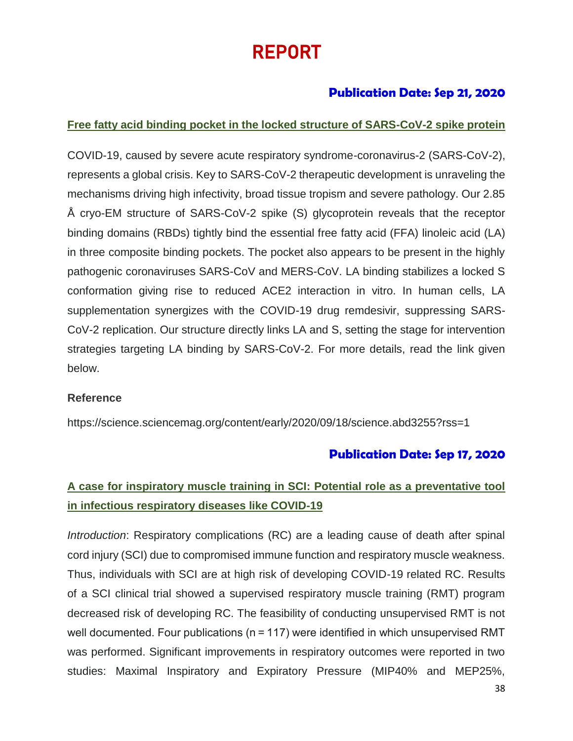# REPORT

**Publication Date: Sep 21, 2020**

## Free fatty acid binding pocket in the locked structure of SARS-CoV-2 spike protein

COVID-19, caused by severe acute respiratory syndrome-coronavirus-2 (SARS-CoV-2), represents a global crisis. Key to SARS-CoV-2 therapeutic development is unraveling the mechanisms driving high infectivity, broad tissue tropism and severe pathology. Our 2.85 Å cryo-EM structure of SARS-CoV-2 spike (S) glycoprotein reveals that the receptor binding domains (RBDs) tightly bind the essential free fatty acid (FFA) linoleic acid (LA) in three composite binding pockets. The pocket also appears to be present in the highly pathogenic coronaviruses SARS-CoV and MERS-CoV. LA binding stabilizes a locked S conformation giving rise to reduced ACE2 interaction in vitro. In human cells, LA supplementation synergizes with the COVID-19 drug remdesivir, suppressing SARS-CoV-2 replication. Our structure directly links LA and S, setting the stage for intervention strategies targeting LA binding by SARS-CoV-2. For more details, read the link given below.

**Reference**

https://science.sciencemag.org/content/early/2020/09/18/science.abd3255?rss=1

**Publication Date: Sep 17, 2020**

## A case for inspiratory muscle training in SCI: Potential role as a preventative tool in infectious respiratory diseases like COVID-19

*Introduction*: Respiratory complications (RC) are a leading cause of death after spinal cord injury (SCI) due to compromised immune function and respiratory muscle weakness. Thus, individuals with SCI are at high risk of developing COVID-19 related RC. Results of a SCI clinical trial showed a supervised respiratory muscle training (RMT) program decreased risk of developing RC. The feasibility of conducting unsupervised RMT is not well documented. Four publications (n = 117) were identified in which unsupervised RMT was performed. Significant improvements in respiratory outcomes were reported in two studies: Maximal Inspiratory and Expiratory Pressure (MIP40% and MEP25%,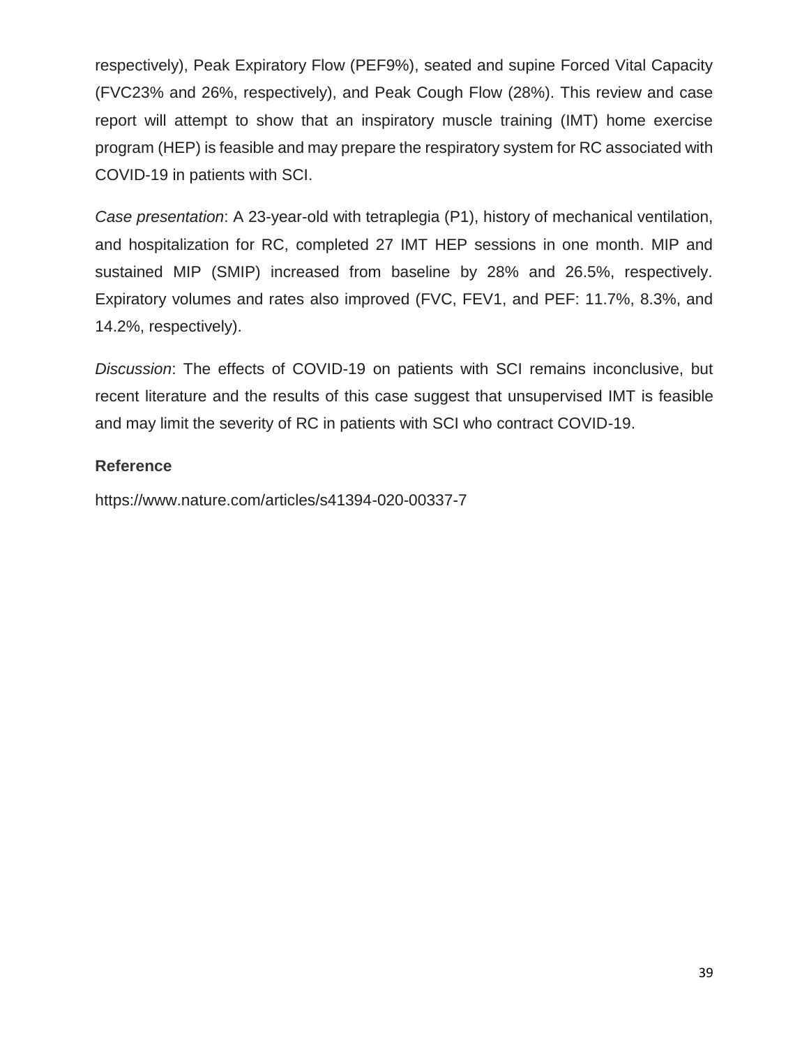respectively), Peak Expiratory Flow (PEF9%), seated and supine Forced Vital Capacity (FVC23% and 26%, respectively), and Peak Cough Flow (28%). This review and case report will attempt to show that an inspiratory muscle training (IMT) home exercise program (HEP) is feasible and may prepare the respiratory system for RC associated with COVID-19 in patients with SCI.

*Case presentation*: A 23-year-old with tetraplegia (P1), history of mechanical ventilation, and hospitalization for RC, completed 27 IMT HEP sessions in one month. MIP and sustained MIP (SMIP) increased from baseline by 28% and 26.5%, respectively. Expiratory volumes and rates also improved (FVC, FEV1, and PEF: 11.7%, 8.3%, and 14.2%, respectively).

*Discussion*: The effects of COVID-19 on patients with SCI remains inconclusive, but recent literature and the results of this case suggest that unsupervised IMT is feasible and may limit the severity of RC in patients with SCI who contract COVID-19.

**Reference**

https://www.nature.com/articles/s41394-020-00337-7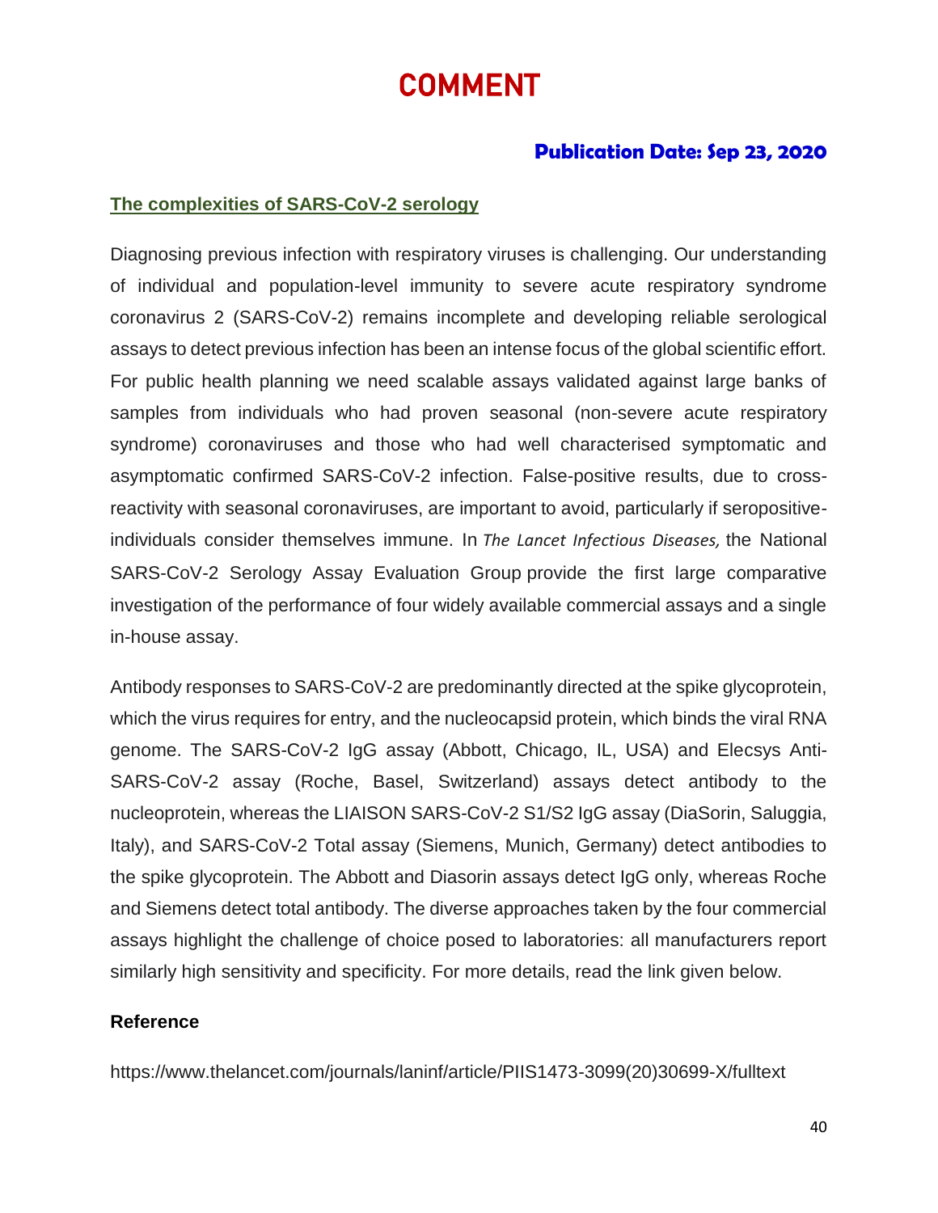# COMMENT

### Publication Date: Sep 23, 2020

## The complexities of SARS-CoV-2 serology

Diagnosing previous infection with respiratory viruses is challenging. Our understanding of individual and population-level immunity to severe acute respiratory syndrome coronavirus 2 (SARS-CoV-2) remains incomplete and developing reliable serological assays to detect previous infection has been an intense focus of the global scientific effort. For public health planning we need scalable assays validated against large banks of samples from individuals who had proven seasonal (non-severe acute respiratory syndrome) coronaviruses and those who had well characterised symptomatic and asymptomatic confirmed SARS-CoV-2 infection. False-positive results, due to cross-reactivity with seasonal coronaviruses, are important to avoid, particularly if seropositive-individuals consider themselves immune. In *The Lancet Infectious Diseases,* the National SARS-CoV-2 Serology Assay Evaluation Group provide the first large comparative investigation of the performance of four widely available commercial assays and a single in-house assay.

Antibody responses to SARS-CoV-2 are predominantly directed at the spike glycoprotein, which the virus requires for entry, and the nucleocapsid protein, which binds the viral RNA genome. The SARS-CoV-2 IgG assay (Abbott, Chicago, IL, USA) and Elecsys Anti-SARS-CoV-2 assay (Roche, Basel, Switzerland) assays detect antibody to the nucleoprotein, whereas the LIAISON SARS-CoV-2 S1/S2 IgG assay (DiaSorin, Saluggia, Italy), and SARS-CoV-2 Total assay (Siemens, Munich, Germany) detect antibodies to the spike glycoprotein. The Abbott and Diasorin assays detect IgG only, whereas Roche and Siemens detect total antibody. The diverse approaches taken by the four commercial assays highlight the challenge of choice posed to laboratories: all manufacturers report similarly high sensitivity and specificity. For more details, read the link given below.

**Reference**

https://www.thelancet.com/journals/laninf/article/PIIS1473-3099(20)30699-X/fulltext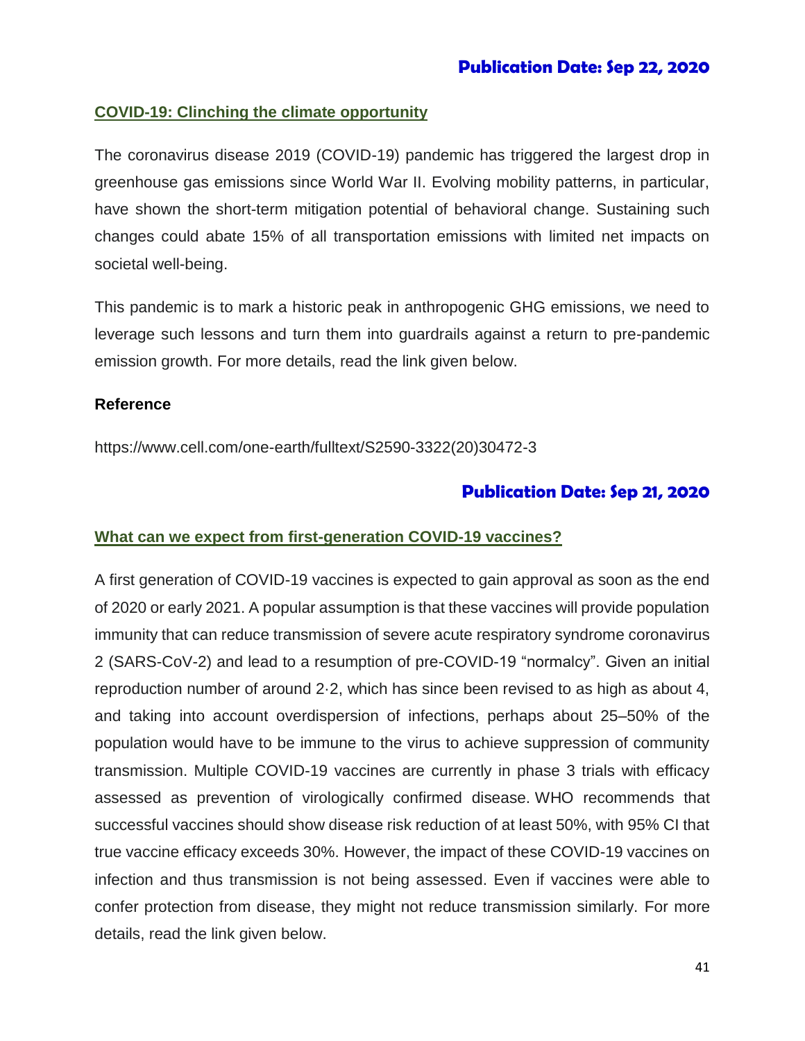**Publication Date: Sep 22, 2020**

## COVID-19: Clinching the climate opportunity

The coronavirus disease 2019 (COVID-19) pandemic has triggered the largest drop in greenhouse gas emissions since World War II. Evolving mobility patterns, in particular, have shown the short-term mitigation potential of behavioral change. Sustaining such changes could abate 15% of all transportation emissions with limited net impacts on societal well-being.

This pandemic is to mark a historic peak in anthropogenic GHG emissions, we need to leverage such lessons and turn them into guardrails against a return to pre-pandemic emission growth. For more details, read the link given below.

**Reference**

https://www.cell.com/one-earth/fulltext/S2590-3322(20)30472-3

**Publication Date: Sep 21, 2020**

## What can we expect from first-generation COVID-19 vaccines?

A first generation of COVID-19 vaccines is expected to gain approval as soon as the end of 2020 or early 2021. A popular assumption is that these vaccines will provide population immunity that can reduce transmission of severe acute respiratory syndrome coronavirus 2 (SARS-CoV-2) and lead to a resumption of pre-COVID-19 "normalcy". Given an initial reproduction number of around 2·2, which has since been revised to as high as about 4, and taking into account overdispersion of infections, perhaps about 25–50% of the population would have to be immune to the virus to achieve suppression of community transmission. Multiple COVID-19 vaccines are currently in phase 3 trials with efficacy assessed as prevention of virologically confirmed disease. WHO recommends that successful vaccines should show disease risk reduction of at least 50%, with 95% CI that true vaccine efficacy exceeds 30%. However, the impact of these COVID-19 vaccines on infection and thus transmission is not being assessed. Even if vaccines were able to confer protection from disease, they might not reduce transmission similarly. For more details, read the link given below.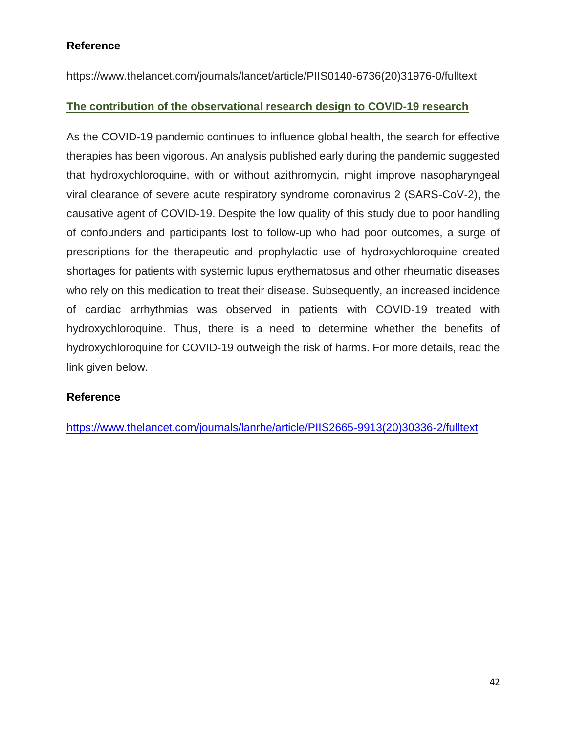**Reference**

https://www.thelancet.com/journals/lancet/article/PIIS0140-6736(20)31976-0/fulltext

## The contribution of the observational research design to COVID-19 research

As the COVID-19 pandemic continues to influence global health, the search for effective therapies has been vigorous. An analysis published early during the pandemic suggested that hydroxychloroquine, with or without azithromycin, might improve nasopharyngeal viral clearance of severe acute respiratory syndrome coronavirus 2 (SARS-CoV-2), the causative agent of COVID-19. Despite the low quality of this study due to poor handling of confounders and participants lost to follow-up who had poor outcomes, a surge of prescriptions for the therapeutic and prophylactic use of hydroxychloroquine created shortages for patients with systemic lupus erythematosus and other rheumatic diseases who rely on this medication to treat their disease. Subsequently, an increased incidence of cardiac arrhythmias was observed in patients with COVID-19 treated with hydroxychloroquine. Thus, there is a need to determine whether the benefits of hydroxychloroquine for COVID-19 outweigh the risk of harms. For more details, read the link given below.

**Reference**

https://www.thelancet.com/journals/lanrhe/article/PIIS2665-9913(20)30336-2/fulltext